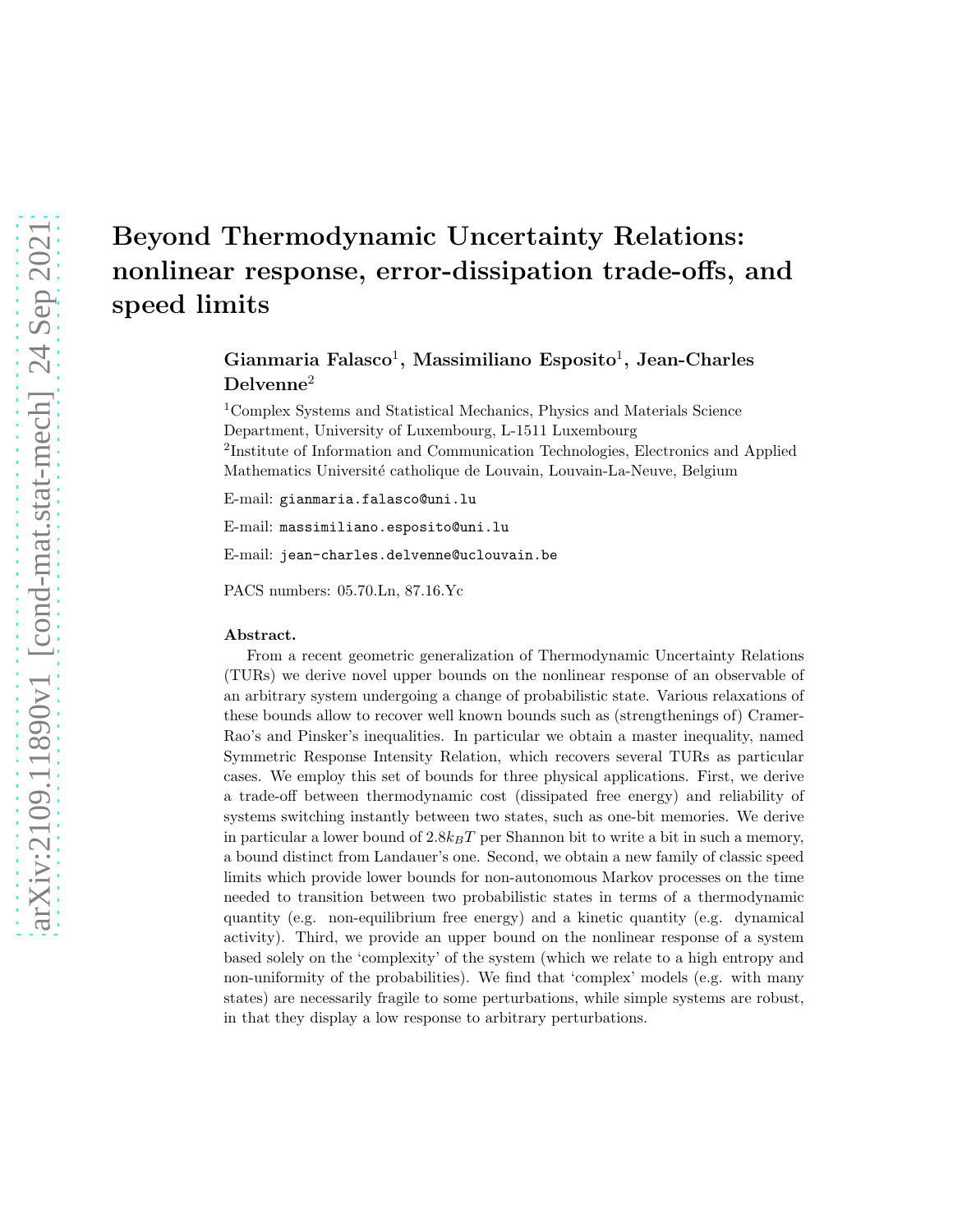# Beyond Thermodynamic Uncertainty Relations: nonlinear response, error-dissipation trade-offs, and speed limits

**Gianmaria Falasco**[1], **Massimiliano Esposito**[1], **Jean-Charles Delvenne**[2]

[1]Complex Systems and Statistical Mechanics, Physics and Materials Science Department, University of Luxembourg, L-1511 Luxembourg

[2]Institute of Information and Communication Technologies, Electronics and Applied Mathematics Université catholique de Louvain, Louvain-La-Neuve, Belgium

E-mail: gianmaria.falasco@uni.lu

E-mail: massimiliano.esposito@uni.lu

E-mail: jean-charles.delvenne@uclouvain.be

PACS numbers: 05.70.Ln, 87.16.Yc

**Abstract.**

From a recent geometric generalization of Thermodynamic Uncertainty Relations (TURs) we derive novel upper bounds on the nonlinear response of an observable of an arbitrary system undergoing a change of probabilistic state. Various relaxations of these bounds allow to recover well known bounds such as (strengthenings of) Cramer-Rao's and Pinsker's inequalities. In particular we obtain a master inequality, named Symmetric Response Intensity Relation, which recovers several TURs as particular cases. We employ this set of bounds for three physical applications. First, we derive a trade-off between thermodynamic cost (dissipated free energy) and reliability of systems switching instantly between two states, such as one-bit memories. We derive in particular a lower bound of $2.8 k_B T$ per Shannon bit to write a bit in such a memory, a bound distinct from Landauer's one. Second, we obtain a new family of classic speed limits which provide lower bounds for non-autonomous Markov processes on the time needed to transition between two probabilistic states in terms of a thermodynamic quantity (e.g. non-equilibrium free energy) and a kinetic quantity (e.g. dynamical activity). Third, we provide an upper bound on the nonlinear response of a system based solely on the 'complexity' of the system (which we relate to a high entropy and non-uniformity of the probabilities). We find that 'complex' models (e.g. with many states) are necessarily fragile to some perturbations, while simple systems are robust, in that they display a low response to arbitrary perturbations.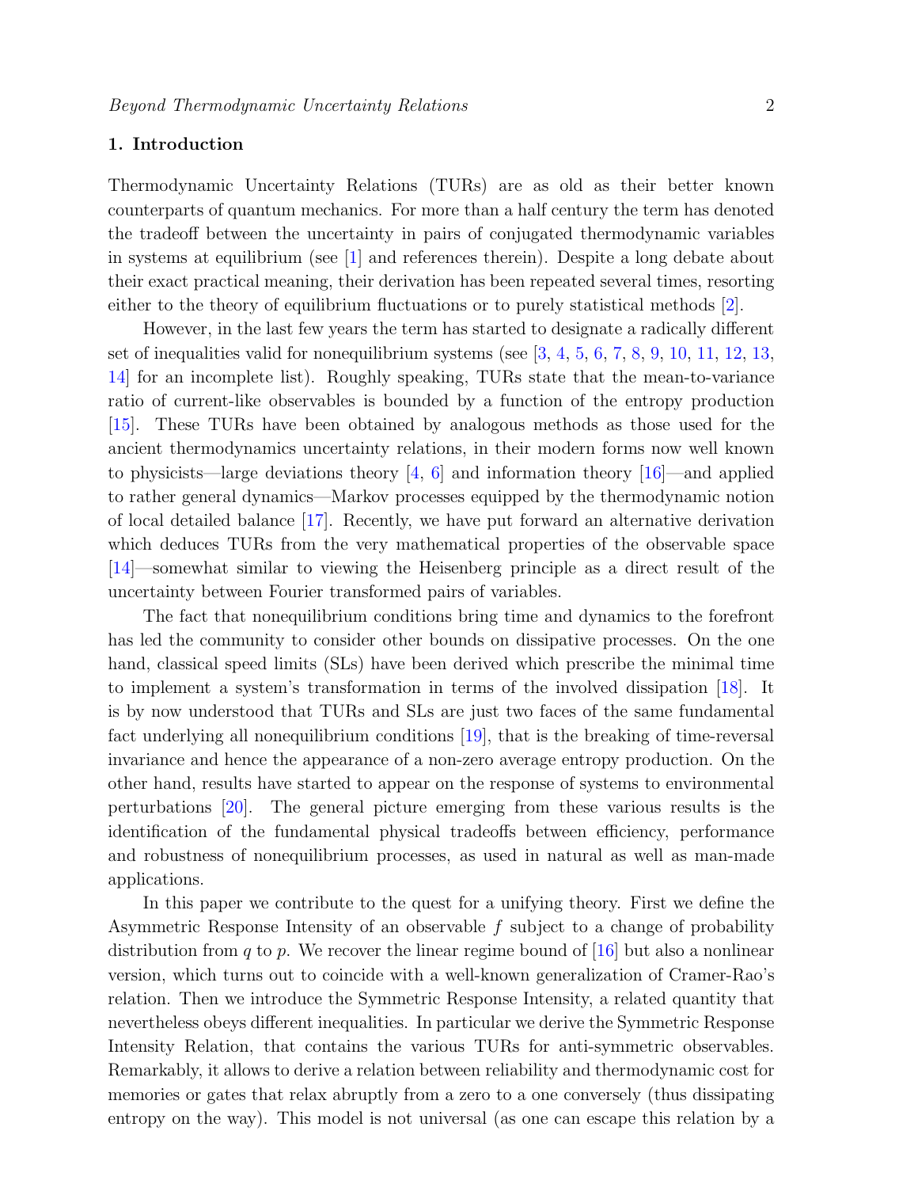## 1. Introduction

Thermodynamic Uncertainty Relations (TURs) are as old as their better known counterparts of quantum mechanics. For more than a half century the term has denoted the tradeoff between the uncertainty in pairs of conjugated thermodynamic variables in systems at equilibrium (see [1] and references therein). Despite a long debate about their exact practical meaning, their derivation has been repeated several times, resorting either to the theory of equilibrium fluctuations or to purely statistical methods [2].

However, in the last few years the term has started to designate a radically different set of inequalities valid for nonequilibrium systems (see [3, 4, 5, 6, 7, 8, 9, 10, 11, 12, 13, 14] for an incomplete list). Roughly speaking, TURs state that the mean-to-variance ratio of current-like observables is bounded by a function of the entropy production [15]. These TURs have been obtained by analogous methods as those used for the ancient thermodynamics uncertainty relations, in their modern forms now well known to physicists—large deviations theory [4, 6] and information theory [16]—and applied to rather general dynamics—Markov processes equipped by the thermodynamic notion of local detailed balance [17]. Recently, we have put forward an alternative derivation which deduces TURs from the very mathematical properties of the observable space [14]—somewhat similar to viewing the Heisenberg principle as a direct result of the uncertainty between Fourier transformed pairs of variables.

The fact that nonequilibrium conditions bring time and dynamics to the forefront has led the community to consider other bounds on dissipative processes. On the one hand, classical speed limits (SLs) have been derived which prescribe the minimal time to implement a system's transformation in terms of the involved dissipation [18]. It is by now understood that TURs and SLs are just two faces of the same fundamental fact underlying all nonequilibrium conditions [19], that is the breaking of time-reversal invariance and hence the appearance of a non-zero average entropy production. On the other hand, results have started to appear on the response of systems to environmental perturbations [20]. The general picture emerging from these various results is the identification of the fundamental physical tradeoffs between efficiency, performance and robustness of nonequilibrium processes, as used in natural as well as man-made applications.

In this paper we contribute to the quest for a unifying theory. First we define the Asymmetric Response Intensity of an observable $f$ subject to a change of probability distribution from $q$ to $p$. We recover the linear regime bound of [16] but also a nonlinear version, which turns out to coincide with a well-known generalization of Cramer-Rao's relation. Then we introduce the Symmetric Response Intensity, a related quantity that nevertheless obeys different inequalities. In particular we derive the Symmetric Response Intensity Relation, that contains the various TURs for anti-symmetric observables. Remarkably, it allows to derive a relation between reliability and thermodynamic cost for memories or gates that relax abruptly from a zero to a one conversely (thus dissipating entropy on the way). This model is not universal (as one can escape this relation by a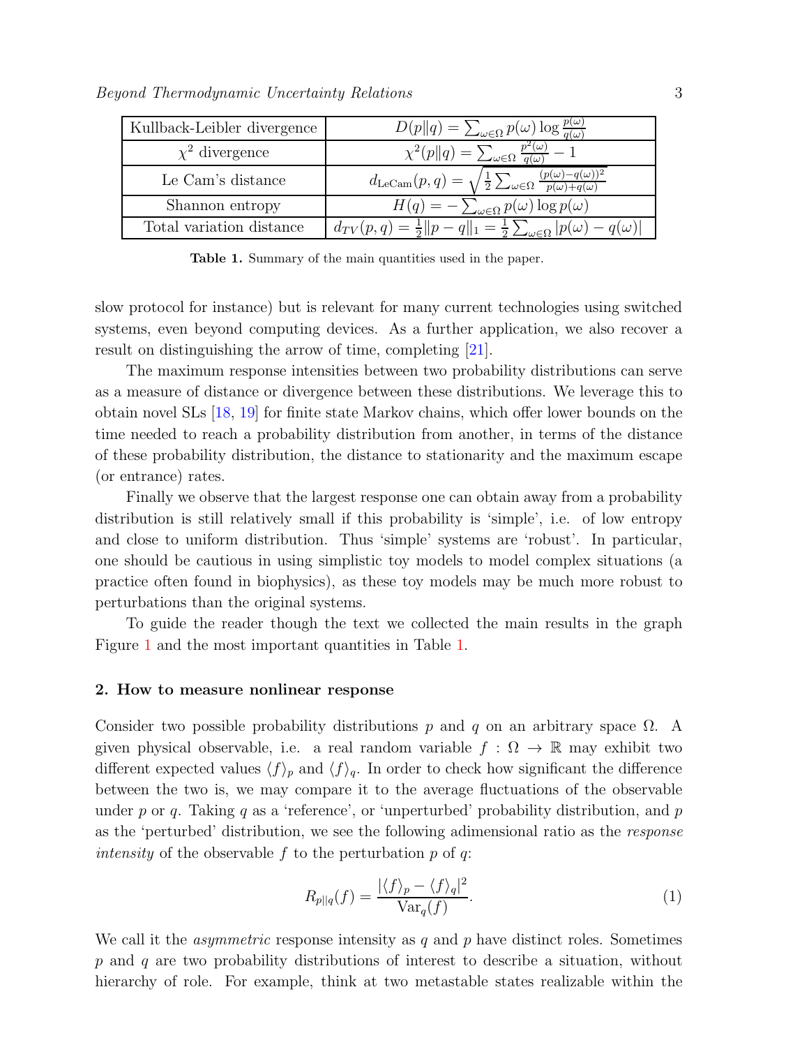| Kullback-Leibler divergence | $D(p\|q) = \sum_{\omega\in\Omega} p(\omega)\log\frac{p(\omega)}{q(\omega)}$ |
|---|---|
| $\chi^2$ divergence | $\chi^2(p\|q) = \sum_{\omega\in\Omega}\frac{p^2(\omega)}{q(\omega)} - 1$ |
| Le Cam's distance | $d_{\mathrm{LeCam}}(p,q) = \sqrt{\frac{1}{2}\sum_{\omega\in\Omega}\frac{(p(\omega)-q(\omega))^2}{p(\omega)+q(\omega)}}$ |
| Shannon entropy | $H(q) = -\sum_{\omega\in\Omega} p(\omega)\log p(\omega)$ |
| Total variation distance | $d_{TV}(p,q) = \frac{1}{2}\|p-q\|_1 = \frac{1}{2}\sum_{\omega\in\Omega}\lvert p(\omega)-q(\omega)\rvert$ |

**Table 1.** Summary of the main quantities used in the paper.

slow protocol for instance) but is relevant for many current technologies using switched systems, even beyond computing devices. As a further application, we also recover a result on distinguishing the arrow of time, completing [21].

The maximum response intensities between two probability distributions can serve as a measure of distance or divergence between these distributions. We leverage this to obtain novel SLs [18, 19] for finite state Markov chains, which offer lower bounds on the time needed to reach a probability distribution from another, in terms of the distance of these probability distribution, the distance to stationarity and the maximum escape (or entrance) rates.

Finally we observe that the largest response one can obtain away from a probability distribution is still relatively small if this probability is 'simple', i.e. of low entropy and close to uniform distribution. Thus 'simple' systems are 'robust'. In particular, one should be cautious in using simplistic toy models to model complex situations (a practice often found in biophysics), as these toy models may be much more robust to perturbations than the original systems.

To guide the reader though the text we collected the main results in the graph Figure 1 and the most important quantities in Table 1.

## 2. How to measure nonlinear response

Consider two possible probability distributions $p$ and $q$ on an arbitrary space $\Omega$. A given physical observable, i.e. a real random variable $f : \Omega \to \mathbb{R}$ may exhibit two different expected values $\langle f\rangle_p$ and $\langle f\rangle_q$. In order to check how significant the difference between the two is, we may compare it to the average fluctuations of the observable under $p$ or $q$. Taking $q$ as a 'reference', or 'unperturbed' probability distribution, and $p$ as the 'perturbed' distribution, we see the following adimensional ratio as the *response intensity* of the observable $f$ to the perturbation $p$ of $q$:

$$R_{p\|q}(f) = \frac{|\langle f\rangle_p - \langle f\rangle_q|^2}{\mathrm{Var}_q(f)}. \tag{1}$$

We call it the *asymmetric* response intensity as $q$ and $p$ have distinct roles. Sometimes $p$ and $q$ are two probability distributions of interest to describe a situation, without hierarchy of role. For example, think at two metastable states realizable within the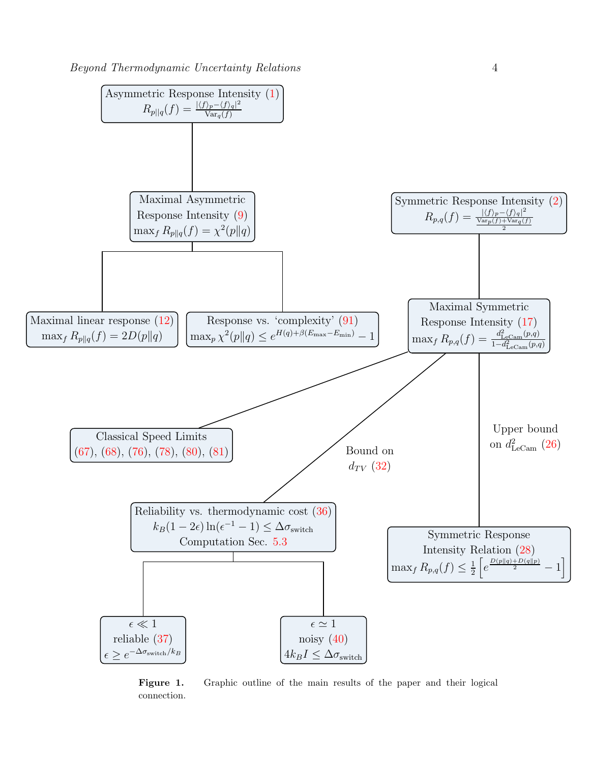Asymmetric Response Intensity (1)
$R_{p\|q}(f) = \frac{|\langle f\rangle_p - \langle f\rangle_q|^2}{\mathrm{Var}_q(f)}$

Maximal Asymmetric Response Intensity (9)
$\max_f R_{p\|q}(f) = \chi^2(p\|q)$

Maximal linear response (12)
$\max_f R_{p\|q}(f) = 2D(p\|q)$

Response vs. 'complexity' (91)
$\max_p \chi^2(p\|q) \leq e^{H(q)+\beta(E_{\max}-E_{\min})} - 1$

Symmetric Response Intensity (2)
$R_{p,q}(f) = \frac{|\langle f\rangle_p - \langle f\rangle_q|^2}{\frac{\mathrm{Var}_p(f)+\mathrm{Var}_q(f)}{2}}$

Maximal Symmetric Response Intensity (17)
$\max_f R_{p,q}(f) = \frac{d^2_{\mathrm{LeCam}}(p,q)}{1-d^2_{\mathrm{LeCam}}(p,q)}$

Classical Speed Limits
(67), (68), (76), (78), (80), (81)

Bound on $d_{TV}$ (32)

Upper bound on $d^2_{\mathrm{LeCam}}$ (26)

Reliability vs. thermodynamic cost (36)
$k_B(1-2\epsilon)\ln(\epsilon^{-1}-1) \leq \Delta\sigma_{\mathrm{switch}}$
Computation Sec. 5.3

Symmetric Response Intensity Relation (28)
$\max_f R_{p,q}(f) \leq \frac{1}{2}\left[e^{\frac{D(p\|q)+D(q\|p)}{2}} - 1\right]$

$\epsilon \ll 1$
reliable (37)
$\epsilon \geq e^{-\Delta\sigma_{\mathrm{switch}}/k_B}$

$\epsilon \simeq 1$
noisy (40)
$4k_B I \leq \Delta\sigma_{\mathrm{switch}}$

**Figure 1.** Graphic outline of the main results of the paper and their logical connection.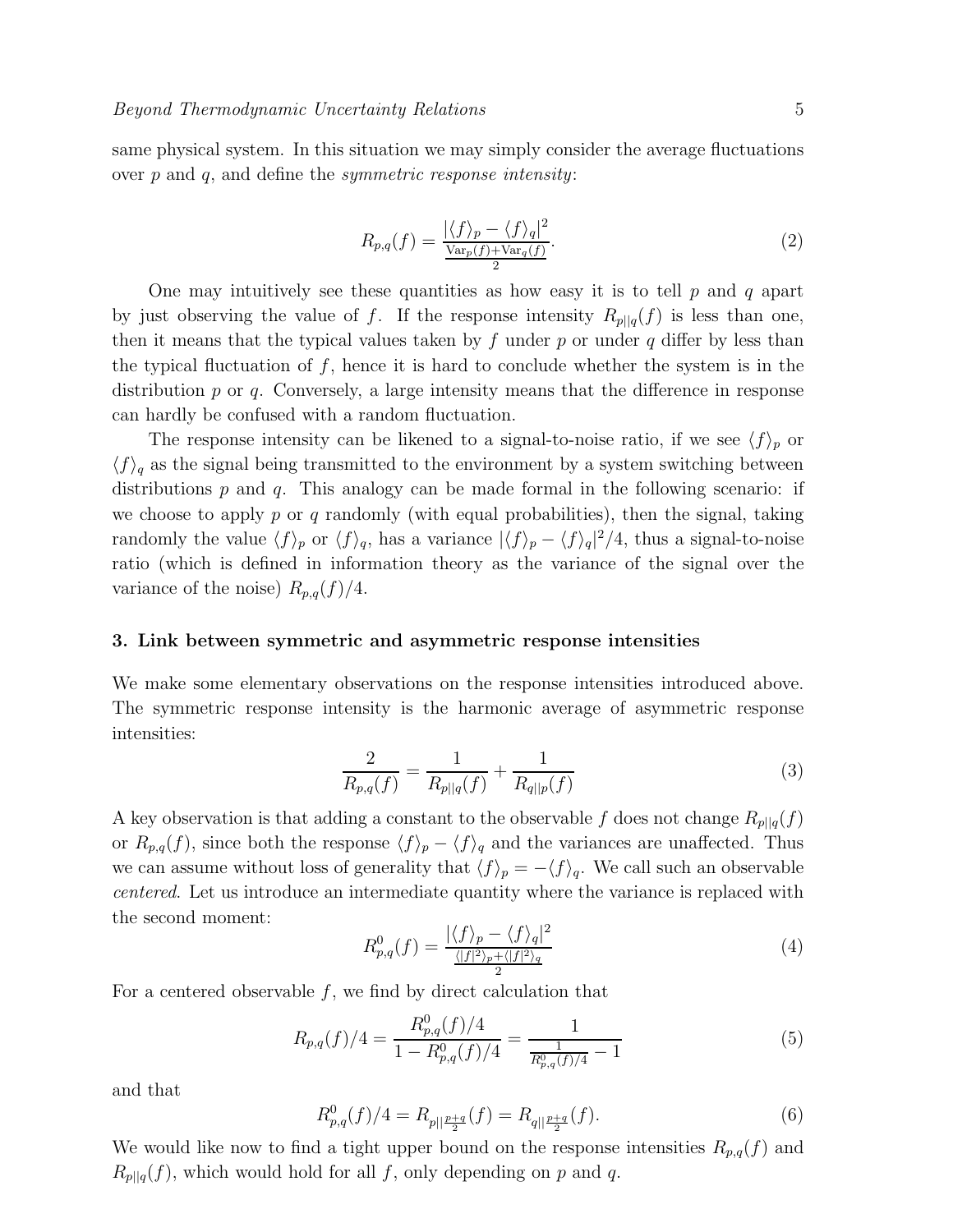same physical system. In this situation we may simply consider the average fluctuations over $p$ and $q$, and define the *symmetric response intensity*:

$$R_{p,q}(f) = \frac{|\langle f \rangle_p - \langle f \rangle_q|^2}{\frac{\mathrm{Var}_p(f)+\mathrm{Var}_q(f)}{2}}. \tag{2}$$

One may intuitively see these quantities as how easy it is to tell $p$ and $q$ apart by just observing the value of $f$. If the response intensity $R_{p||q}(f)$ is less than one, then it means that the typical values taken by $f$ under $p$ or under $q$ differ by less than the typical fluctuation of $f$, hence it is hard to conclude whether the system is in the distribution $p$ or $q$. Conversely, a large intensity means that the difference in response can hardly be confused with a random fluctuation.

The response intensity can be likened to a signal-to-noise ratio, if we see $\langle f \rangle_p$ or $\langle f \rangle_q$ as the signal being transmitted to the environment by a system switching between distributions $p$ and $q$. This analogy can be made formal in the following scenario: if we choose to apply $p$ or $q$ randomly (with equal probabilities), then the signal, taking randomly the value $\langle f \rangle_p$ or $\langle f \rangle_q$, has a variance $|\langle f \rangle_p - \langle f \rangle_q|^2/4$, thus a signal-to-noise ratio (which is defined in information theory as the variance of the signal over the variance of the noise) $R_{p,q}(f)/4$.

## 3. Link between symmetric and asymmetric response intensities

We make some elementary observations on the response intensities introduced above. The symmetric response intensity is the harmonic average of asymmetric response intensities:

$$\frac{2}{R_{p,q}(f)} = \frac{1}{R_{p||q}(f)} + \frac{1}{R_{q||p}(f)} \tag{3}$$

A key observation is that adding a constant to the observable $f$ does not change $R_{p||q}(f)$ or $R_{p,q}(f)$, since both the response $\langle f \rangle_p - \langle f \rangle_q$ and the variances are unaffected. Thus we can assume without loss of generality that $\langle f \rangle_p = -\langle f \rangle_q$. We call such an observable *centered*. Let us introduce an intermediate quantity where the variance is replaced with the second moment:

$$R^0_{p,q}(f) = \frac{|\langle f \rangle_p - \langle f \rangle_q|^2}{\frac{\langle |f|^2 \rangle_p + \langle |f|^2 \rangle_q}{2}} \tag{4}$$

For a centered observable $f$, we find by direct calculation that

$$R_{p,q}(f)/4 = \frac{R^0_{p,q}(f)/4}{1 - R^0_{p,q}(f)/4} = \frac{1}{\frac{1}{R^0_{p,q}(f)/4} - 1} \tag{5}$$

and that

$$R^0_{p,q}(f)/4 = R_{p||\frac{p+q}{2}}(f) = R_{q||\frac{p+q}{2}}(f). \tag{6}$$

We would like now to find a tight upper bound on the response intensities $R_{p,q}(f)$ and $R_{p||q}(f)$, which would hold for all $f$, only depending on $p$ and $q$.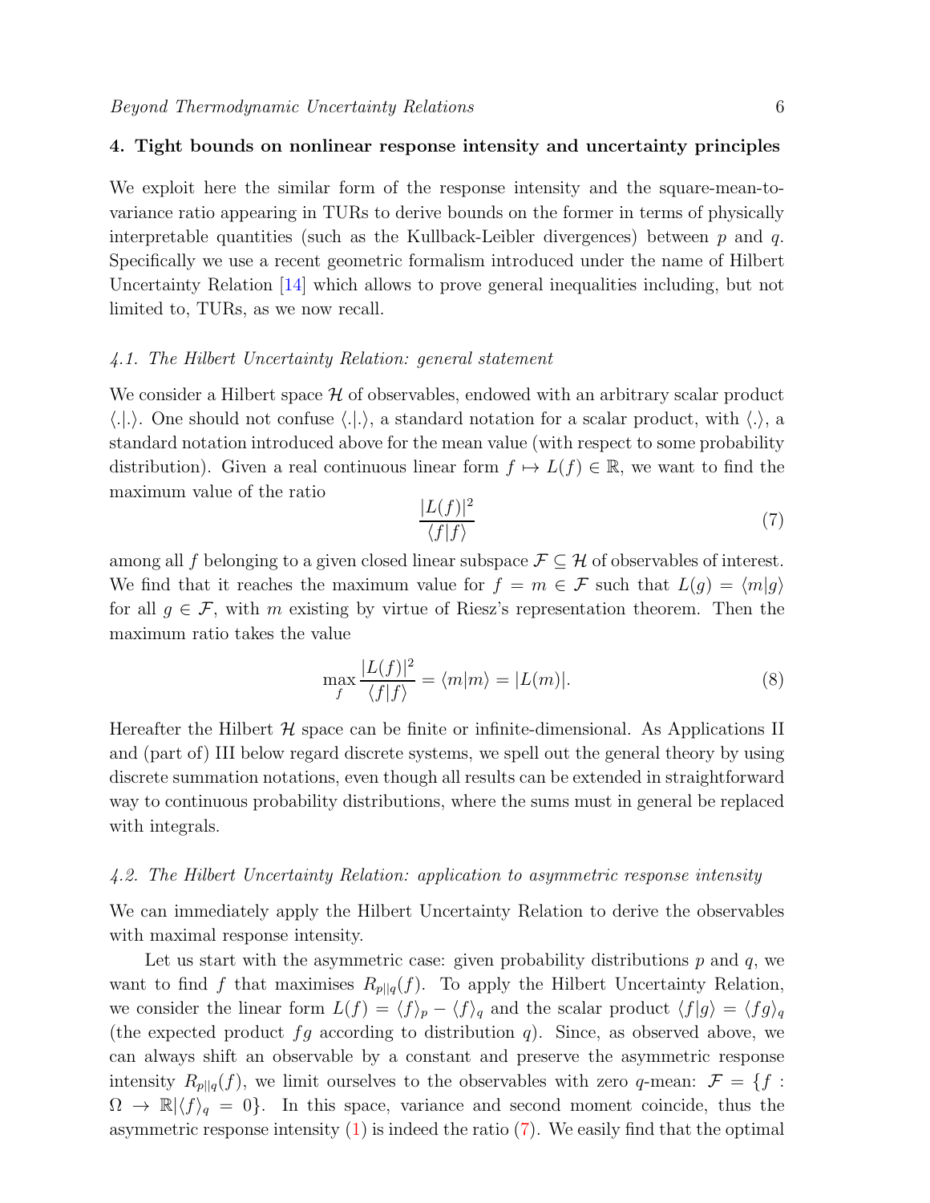## 4. Tight bounds on nonlinear response intensity and uncertainty principles

We exploit here the similar form of the response intensity and the square-mean-to-variance ratio appearing in TURs to derive bounds on the former in terms of physically interpretable quantities (such as the Kullback-Leibler divergences) between $p$ and $q$. Specifically we use a recent geometric formalism introduced under the name of Hilbert Uncertainty Relation [14] which allows to prove general inequalities including, but not limited to, TURs, as we now recall.

### *4.1. The Hilbert Uncertainty Relation: general statement*

We consider a Hilbert space $\mathcal{H}$ of observables, endowed with an arbitrary scalar product $\langle .|.\rangle$. One should not confuse $\langle .|.\rangle$, a standard notation for a scalar product, with $\langle . \rangle$, a standard notation introduced above for the mean value (with respect to some probability distribution). Given a real continuous linear form $f \mapsto L(f) \in \mathbb{R}$, we want to find the maximum value of the ratio

$$\frac{|L(f)|^2}{\langle f|f\rangle} \tag{7}$$

among all $f$ belonging to a given closed linear subspace $\mathcal{F} \subseteq \mathcal{H}$ of observables of interest. We find that it reaches the maximum value for $f = m \in \mathcal{F}$ such that $L(g) = \langle m|g\rangle$ for all $g \in \mathcal{F}$, with $m$ existing by virtue of Riesz's representation theorem. Then the maximum ratio takes the value

$$\max_f \frac{|L(f)|^2}{\langle f|f\rangle} = \langle m|m\rangle = |L(m)|. \tag{8}$$

Hereafter the Hilbert $\mathcal{H}$ space can be finite or infinite-dimensional. As Applications II and (part of) III below regard discrete systems, we spell out the general theory by using discrete summation notations, even though all results can be extended in straightforward way to continuous probability distributions, where the sums must in general be replaced with integrals.

### *4.2. The Hilbert Uncertainty Relation: application to asymmetric response intensity*

We can immediately apply the Hilbert Uncertainty Relation to derive the observables with maximal response intensity.

Let us start with the asymmetric case: given probability distributions $p$ and $q$, we want to find $f$ that maximises $R_{p||q}(f)$. To apply the Hilbert Uncertainty Relation, we consider the linear form $L(f) = \langle f\rangle_p - \langle f\rangle_q$ and the scalar product $\langle f|g\rangle = \langle fg\rangle_q$ (the expected product $fg$ according to distribution $q$). Since, as observed above, we can always shift an observable by a constant and preserve the asymmetric response intensity $R_{p||q}(f)$, we limit ourselves to the observables with zero $q$-mean: $\mathcal{F} = \{f : \Omega \to \mathbb{R} | \langle f\rangle_q = 0\}$. In this space, variance and second moment coincide, thus the asymmetric response intensity (1) is indeed the ratio (7). We easily find that the optimal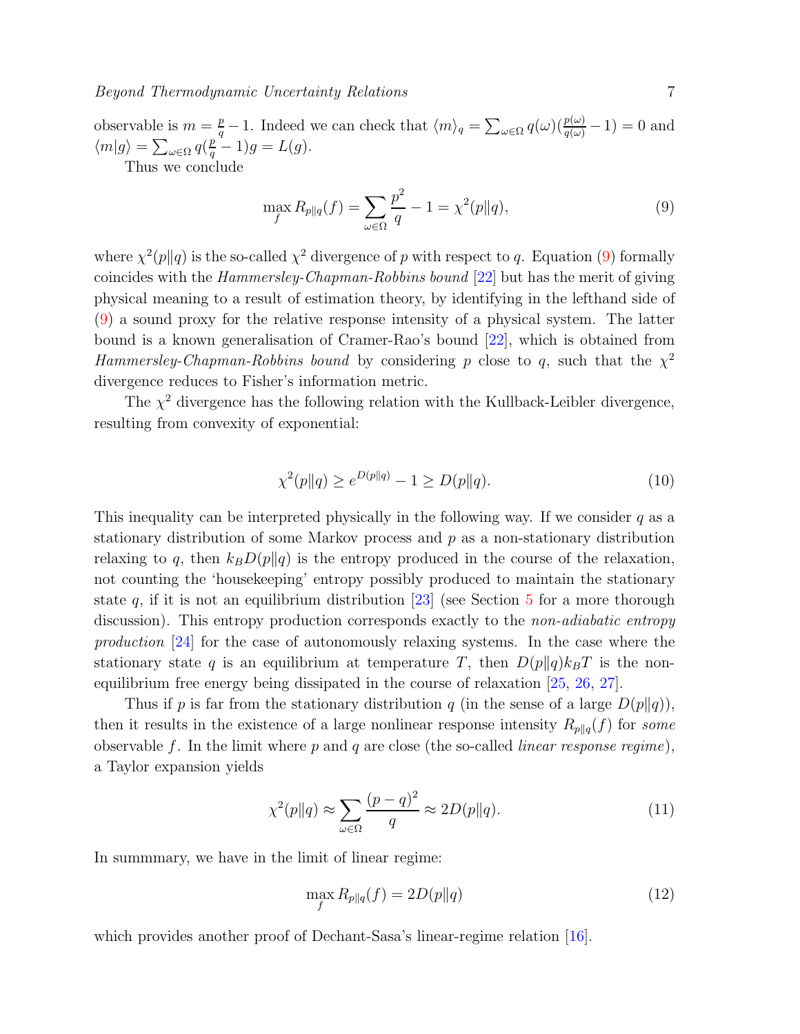observable is $m = \frac{p}{q} - 1$. Indeed we can check that $\langle m \rangle_q = \sum_{\omega\in\Omega} q(\omega)(\frac{p(\omega)}{q(\omega)} - 1) = 0$ and $\langle m|g\rangle = \sum_{\omega\in\Omega} q(\frac{p}{q} - 1)g = L(g)$.

Thus we conclude

$$\max_f R_{p\|q}(f) = \sum_{\omega\in\Omega} \frac{p^2}{q} - 1 = \chi^2(p\|q), \tag{9}$$

where $\chi^2(p\|q)$ is the so-called $\chi^2$ divergence of $p$ with respect to $q$. Equation (9) formally coincides with the *Hammersley-Chapman-Robbins bound* [22] but has the merit of giving physical meaning to a result of estimation theory, by identifying in the lefthand side of (9) a sound proxy for the relative response intensity of a physical system. The latter bound is a known generalisation of Cramer-Rao's bound [22], which is obtained from *Hammersley-Chapman-Robbins bound* by considering $p$ close to $q$, such that the $\chi^2$ divergence reduces to Fisher's information metric.

The $\chi^2$ divergence has the following relation with the Kullback-Leibler divergence, resulting from convexity of exponential:

$$\chi^2(p\|q) \geq e^{D(p\|q)} - 1 \geq D(p\|q). \tag{10}$$

This inequality can be interpreted physically in the following way. If we consider $q$ as a stationary distribution of some Markov process and $p$ as a non-stationary distribution relaxing to $q$, then $k_B D(p\|q)$ is the entropy produced in the course of the relaxation, not counting the 'housekeeping' entropy possibly produced to maintain the stationary state $q$, if it is not an equilibrium distribution [23] (see Section 5 for a more thorough discussion). This entropy production corresponds exactly to the *non-adiabatic entropy production* [24] for the case of autonomously relaxing systems. In the case where the stationary state $q$ is an equilibrium at temperature $T$, then $D(p\|q)k_B T$ is the non-equilibrium free energy being dissipated in the course of relaxation [25, 26, 27].

Thus if $p$ is far from the stationary distribution $q$ (in the sense of a large $D(p\|q)$), then it results in the existence of a large nonlinear response intensity $R_{p\|q}(f)$ for *some* observable $f$. In the limit where $p$ and $q$ are close (the so-called *linear response regime*), a Taylor expansion yields

$$\chi^2(p\|q) \approx \sum_{\omega\in\Omega} \frac{(p-q)^2}{q} \approx 2D(p\|q). \tag{11}$$

In summmary, we have in the limit of linear regime:

$$\max_f R_{p\|q}(f) = 2D(p\|q) \tag{12}$$

which provides another proof of Dechant-Sasa's linear-regime relation [16].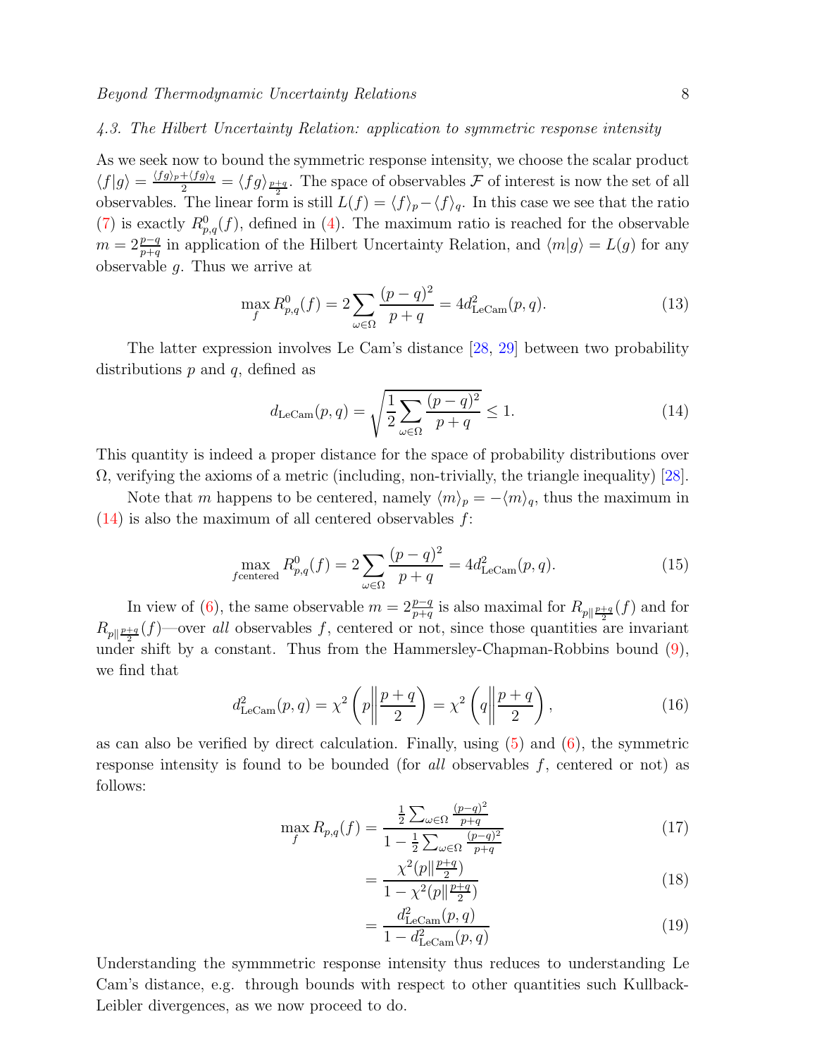### 4.3. The Hilbert Uncertainty Relation: application to symmetric response intensity

As we seek now to bound the symmetric response intensity, we choose the scalar product $\langle f|g\rangle = \frac{\langle fg\rangle_p + \langle fg\rangle_q}{2} = \langle fg\rangle_{\frac{p+q}{2}}$. The space of observables $\mathcal{F}$ of interest is now the set of all observables. The linear form is still $L(f) = \langle f\rangle_p - \langle f\rangle_q$. In this case we see that the ratio (7) is exactly $R^0_{p,q}(f)$, defined in (4). The maximum ratio is reached for the observable $m = 2\frac{p-q}{p+q}$ in application of the Hilbert Uncertainty Relation, and $\langle m|g\rangle = L(g)$ for any observable $g$. Thus we arrive at

$$\max_f R^0_{p,q}(f) = 2\sum_{\omega\in\Omega} \frac{(p-q)^2}{p+q} = 4d^2_{\mathrm{LeCam}}(p,q). \tag{13}$$

The latter expression involves Le Cam's distance [28, 29] between two probability distributions $p$ and $q$, defined as

$$d_{\mathrm{LeCam}}(p,q) = \sqrt{\frac{1}{2}\sum_{\omega\in\Omega} \frac{(p-q)^2}{p+q}} \le 1. \tag{14}$$

This quantity is indeed a proper distance for the space of probability distributions over $\Omega$, verifying the axioms of a metric (including, non-trivially, the triangle inequality) [28].

Note that $m$ happens to be centered, namely $\langle m\rangle_p = -\langle m\rangle_q$, thus the maximum in (14) is also the maximum of all centered observables $f$:

$$\max_{f\text{centered}} R^0_{p,q}(f) = 2\sum_{\omega\in\Omega} \frac{(p-q)^2}{p+q} = 4d^2_{\mathrm{LeCam}}(p,q). \tag{15}$$

In view of (6), the same observable $m = 2\frac{p-q}{p+q}$ is also maximal for $R_{p\|\frac{p+q}{2}}(f)$ and for $R_{p\|\frac{p+q}{2}}(f)$—over *all* observables $f$, centered or not, since those quantities are invariant under shift by a constant. Thus from the Hammersley-Chapman-Robbins bound (9), we find that

$$d^2_{\mathrm{LeCam}}(p,q) = \chi^2\left(p\middle\|\frac{p+q}{2}\right) = \chi^2\left(q\middle\|\frac{p+q}{2}\right), \tag{16}$$

as can also be verified by direct calculation. Finally, using (5) and (6), the symmetric response intensity is found to be bounded (for *all* observables $f$, centered or not) as follows:

$$\max_f R_{p,q}(f) = \frac{\frac{1}{2}\sum_{\omega\in\Omega}\frac{(p-q)^2}{p+q}}{1-\frac{1}{2}\sum_{\omega\in\Omega}\frac{(p-q)^2}{p+q}} \tag{17}$$

$$= \frac{\chi^2(p\|\frac{p+q}{2})}{1-\chi^2(p\|\frac{p+q}{2})} \tag{18}$$

$$= \frac{d^2_{\mathrm{LeCam}}(p,q)}{1-d^2_{\mathrm{LeCam}}(p,q)} \tag{19}$$

Understanding the symmmetric response intensity thus reduces to understanding Le Cam's distance, e.g. through bounds with respect to other quantities such Kullback-Leibler divergences, as we now proceed to do.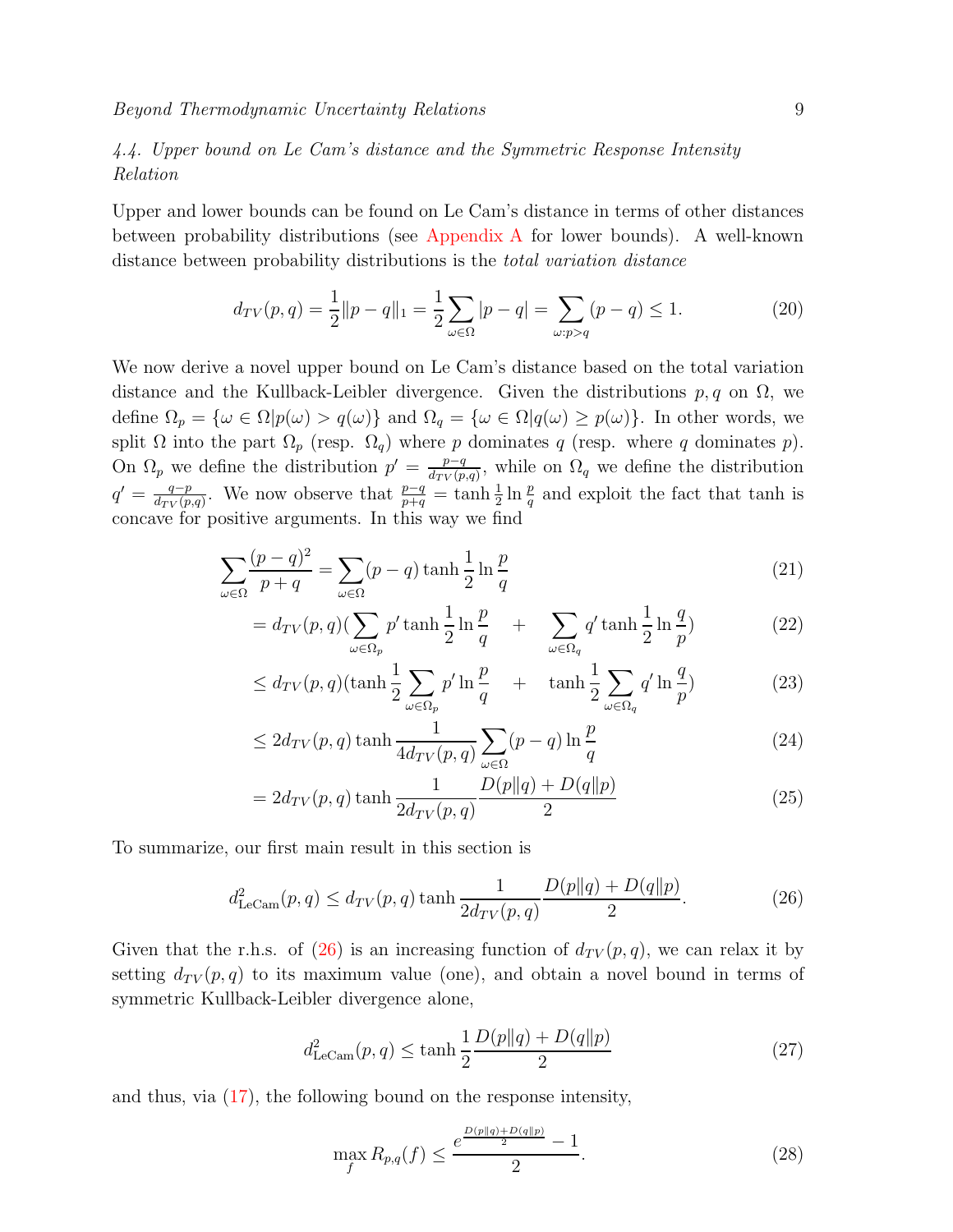### 4.4. Upper bound on Le Cam's distance and the Symmetric Response Intensity Relation

Upper and lower bounds can be found on Le Cam's distance in terms of other distances between probability distributions (see Appendix A for lower bounds). A well-known distance between probability distributions is the *total variation distance*

$$d_{TV}(p,q) = \frac{1}{2}\|p-q\|_1 = \frac{1}{2}\sum_{\omega\in\Omega}|p-q| = \sum_{\omega:p>q}(p-q) \leq 1. \tag{20}$$

We now derive a novel upper bound on Le Cam's distance based on the total variation distance and the Kullback-Leibler divergence. Given the distributions $p, q$ on $\Omega$, we define $\Omega_p = \{\omega \in \Omega | p(\omega) > q(\omega)\}$ and $\Omega_q = \{\omega \in \Omega | q(\omega) \geq p(\omega)\}$. In other words, we split $\Omega$ into the part $\Omega_p$ (resp. $\Omega_q$) where $p$ dominates $q$ (resp. where $q$ dominates $p$). On $\Omega_p$ we define the distribution $p' = \frac{p-q}{d_{TV}(p,q)}$, while on $\Omega_q$ we define the distribution $q' = \frac{q-p}{d_{TV}(p,q)}$. We now observe that $\frac{p-q}{p+q} = \tanh \frac{1}{2} \ln \frac{p}{q}$ and exploit the fact that tanh is concave for positive arguments. In this way we find

$$\sum_{\omega\in\Omega}\frac{(p-q)^2}{p+q} = \sum_{\omega\in\Omega}(p-q)\tanh\frac{1}{2}\ln\frac{p}{q} \tag{21}$$

$$= d_{TV}(p,q)\Big(\sum_{\omega\in\Omega_p} p' \tanh\frac{1}{2}\ln\frac{p}{q} \quad + \quad \sum_{\omega\in\Omega_q} q' \tanh\frac{1}{2}\ln\frac{q}{p}\Big) \tag{22}$$

$$\leq d_{TV}(p,q)\Big(\tanh\frac{1}{2}\sum_{\omega\in\Omega_p} p' \ln\frac{p}{q} \quad + \quad \tanh\frac{1}{2}\sum_{\omega\in\Omega_q} q' \ln\frac{q}{p}\Big) \tag{23}$$

$$\leq 2d_{TV}(p,q)\tanh\frac{1}{4d_{TV}(p,q)}\sum_{\omega\in\Omega}(p-q)\ln\frac{p}{q} \tag{24}$$

$$= 2d_{TV}(p,q)\tanh\frac{1}{2d_{TV}(p,q)}\frac{D(p\|q)+D(q\|p)}{2} \tag{25}$$

To summarize, our first main result in this section is

$$d^2_{\text{LeCam}}(p,q) \leq d_{TV}(p,q)\tanh\frac{1}{2d_{TV}(p,q)}\frac{D(p\|q)+D(q\|p)}{2}. \tag{26}$$

Given that the r.h.s. of (26) is an increasing function of $d_{TV}(p,q)$, we can relax it by setting $d_{TV}(p,q)$ to its maximum value (one), and obtain a novel bound in terms of symmetric Kullback-Leibler divergence alone,

$$d^2_{\text{LeCam}}(p,q) \leq \tanh\frac{1}{2}\frac{D(p\|q)+D(q\|p)}{2} \tag{27}$$

and thus, via (17), the following bound on the response intensity,

$$\max_f R_{p,q}(f) \leq \frac{e^{\frac{D(p\|q)+D(q\|p)}{2}}-1}{2}. \tag{28}$$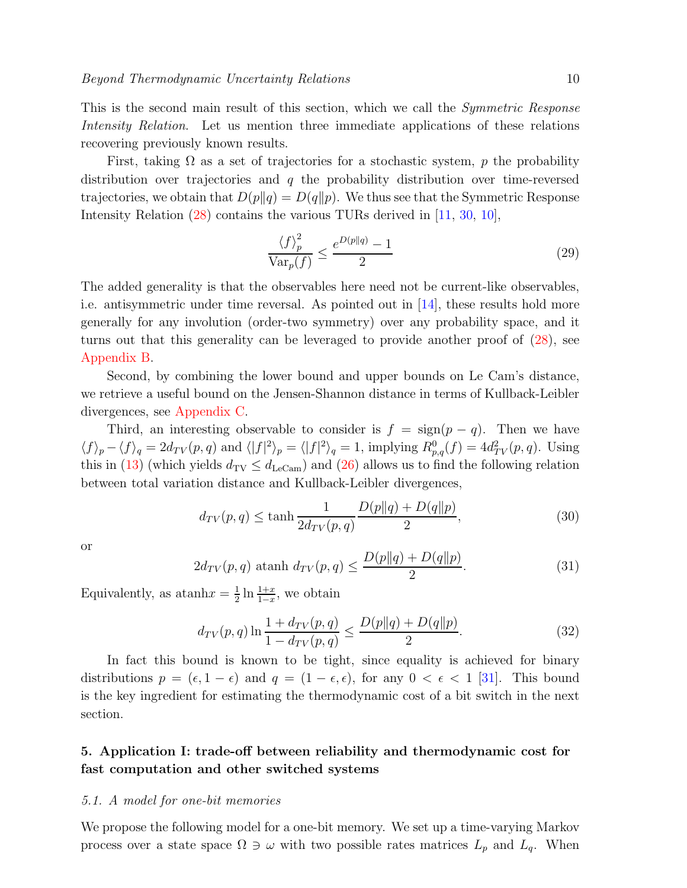This is the second main result of this section, which we call the *Symmetric Response Intensity Relation*. Let us mention three immediate applications of these relations recovering previously known results.

First, taking $\Omega$ as a set of trajectories for a stochastic system, $p$ the probability distribution over trajectories and $q$ the probability distribution over time-reversed trajectories, we obtain that $D(p\|q) = D(q\|p)$. We thus see that the Symmetric Response Intensity Relation (28) contains the various TURs derived in [11, 30, 10],

$$\frac{\langle f \rangle_p^2}{\mathrm{Var}_p(f)} \leq \frac{e^{D(p\|q)} - 1}{2} \tag{29}$$

The added generality is that the observables here need not be current-like observables, i.e. antisymmetric under time reversal. As pointed out in [14], these results hold more generally for any involution (order-two symmetry) over any probability space, and it turns out that this generality can be leveraged to provide another proof of (28), see Appendix B.

Second, by combining the lower bound and upper bounds on Le Cam's distance, we retrieve a useful bound on the Jensen-Shannon distance in terms of Kullback-Leibler divergences, see Appendix C.

Third, an interesting observable to consider is $f = \mathrm{sign}(p - q)$. Then we have $\langle f \rangle_p - \langle f \rangle_q = 2d_{TV}(p,q)$ and $\langle |f|^2 \rangle_p = \langle |f|^2 \rangle_q = 1$, implying $R^0_{p,q}(f) = 4d^2_{TV}(p,q)$. Using this in (13) (which yields $d_{\mathrm{TV}} \leq d_{\mathrm{LeCam}}$) and (26) allows us to find the following relation between total variation distance and Kullback-Leibler divergences,

$$d_{TV}(p,q) \leq \tanh \frac{1}{2d_{TV}(p,q)} \frac{D(p\|q) + D(q\|p)}{2}, \tag{30}$$

or

$$2d_{TV}(p,q) \ \mathrm{atanh}\ d_{TV}(p,q) \leq \frac{D(p\|q) + D(q\|p)}{2}. \tag{31}$$

Equivalently, as $\mathrm{atanh} x = \frac{1}{2} \ln \frac{1+x}{1-x}$, we obtain

$$d_{TV}(p,q) \ln \frac{1 + d_{TV}(p,q)}{1 - d_{TV}(p,q)} \leq \frac{D(p\|q) + D(q\|p)}{2}. \tag{32}$$

In fact this bound is known to be tight, since equality is achieved for binary distributions $p = (\epsilon, 1-\epsilon)$ and $q = (1-\epsilon, \epsilon)$, for any $0 < \epsilon < 1$ [31]. This bound is the key ingredient for estimating the thermodynamic cost of a bit switch in the next section.

## 5. Application I: trade-off between reliability and thermodynamic cost for fast computation and other switched systems

### 5.1. A model for one-bit memories

We propose the following model for a one-bit memory. We set up a time-varying Markov process over a state space $\Omega \ni \omega$ with two possible rates matrices $L_p$ and $L_q$. When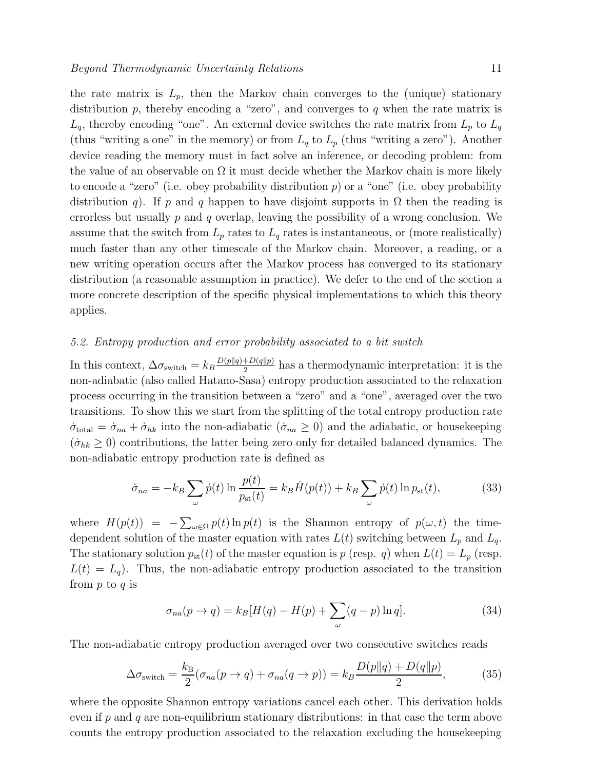the rate matrix is $L_p$, then the Markov chain converges to the (unique) stationary distribution $p$, thereby encoding a "zero", and converges to $q$ when the rate matrix is $L_q$, thereby encoding "one". An external device switches the rate matrix from $L_p$ to $L_q$ (thus "writing a one" in the memory) or from $L_q$ to $L_p$ (thus "writing a zero"). Another device reading the memory must in fact solve an inference, or decoding problem: from the value of an observable on $\Omega$ it must decide whether the Markov chain is more likely to encode a "zero" (i.e. obey probability distribution $p$) or a "one" (i.e. obey probability distribution $q$). If $p$ and $q$ happen to have disjoint supports in $\Omega$ then the reading is errorless but usually $p$ and $q$ overlap, leaving the possibility of a wrong conclusion. We assume that the switch from $L_p$ rates to $L_q$ rates is instantaneous, or (more realistically) much faster than any other timescale of the Markov chain. Moreover, a reading, or a new writing operation occurs after the Markov process has converged to its stationary distribution (a reasonable assumption in practice). We defer to the end of the section a more concrete description of the specific physical implementations to which this theory applies.

### 5.2. Entropy production and error probability associated to a bit switch

In this context, $\Delta\sigma_{\text{switch}} = k_B \frac{D(p\|q)+D(q\|p)}{2}$ has a thermodynamic interpretation: it is the non-adiabatic (also called Hatano-Sasa) entropy production associated to the relaxation process occurring in the transition between a "zero" and a "one", averaged over the two transitions. To show this we start from the splitting of the total entropy production rate $\dot{\sigma}_{\text{total}} = \dot{\sigma}_{na} + \dot{\sigma}_{hk}$ into the non-adiabatic ($\dot{\sigma}_{na} \geq 0$) and the adiabatic, or housekeeping ($\dot{\sigma}_{hk} \geq 0$) contributions, the latter being zero only for detailed balanced dynamics. The non-adiabatic entropy production rate is defined as

$$\dot{\sigma}_{na} = -k_B \sum_{\omega} \dot{p}(t) \ln \frac{p(t)}{p_{\text{st}}(t)} = k_B \dot{H}(p(t)) + k_B \sum_{\omega} \dot{p}(t) \ln p_{\text{st}}(t), \tag{33}$$

where $H(p(t)) = -\sum_{\omega\in\Omega} p(t) \ln p(t)$ is the Shannon entropy of $p(\omega, t)$ the time-dependent solution of the master equation with rates $L(t)$ switching between $L_p$ and $L_q$. The stationary solution $p_{\text{st}}(t)$ of the master equation is $p$ (resp. $q$) when $L(t) = L_p$ (resp. $L(t) = L_q$). Thus, the non-adiabatic entropy production associated to the transition from $p$ to $q$ is

$$\sigma_{na}(p \to q) = k_B[H(q) - H(p) + \sum_{\omega} (q - p) \ln q]. \tag{34}$$

The non-adiabatic entropy production averaged over two consecutive switches reads

$$\Delta\sigma_{\text{switch}} = \frac{k_{\text{B}}}{2}(\sigma_{na}(p \to q) + \sigma_{na}(q \to p)) = k_B \frac{D(p\|q) + D(q\|p)}{2}, \tag{35}$$

where the opposite Shannon entropy variations cancel each other. This derivation holds even if $p$ and $q$ are non-equilibrium stationary distributions: in that case the term above counts the entropy production associated to the relaxation excluding the housekeeping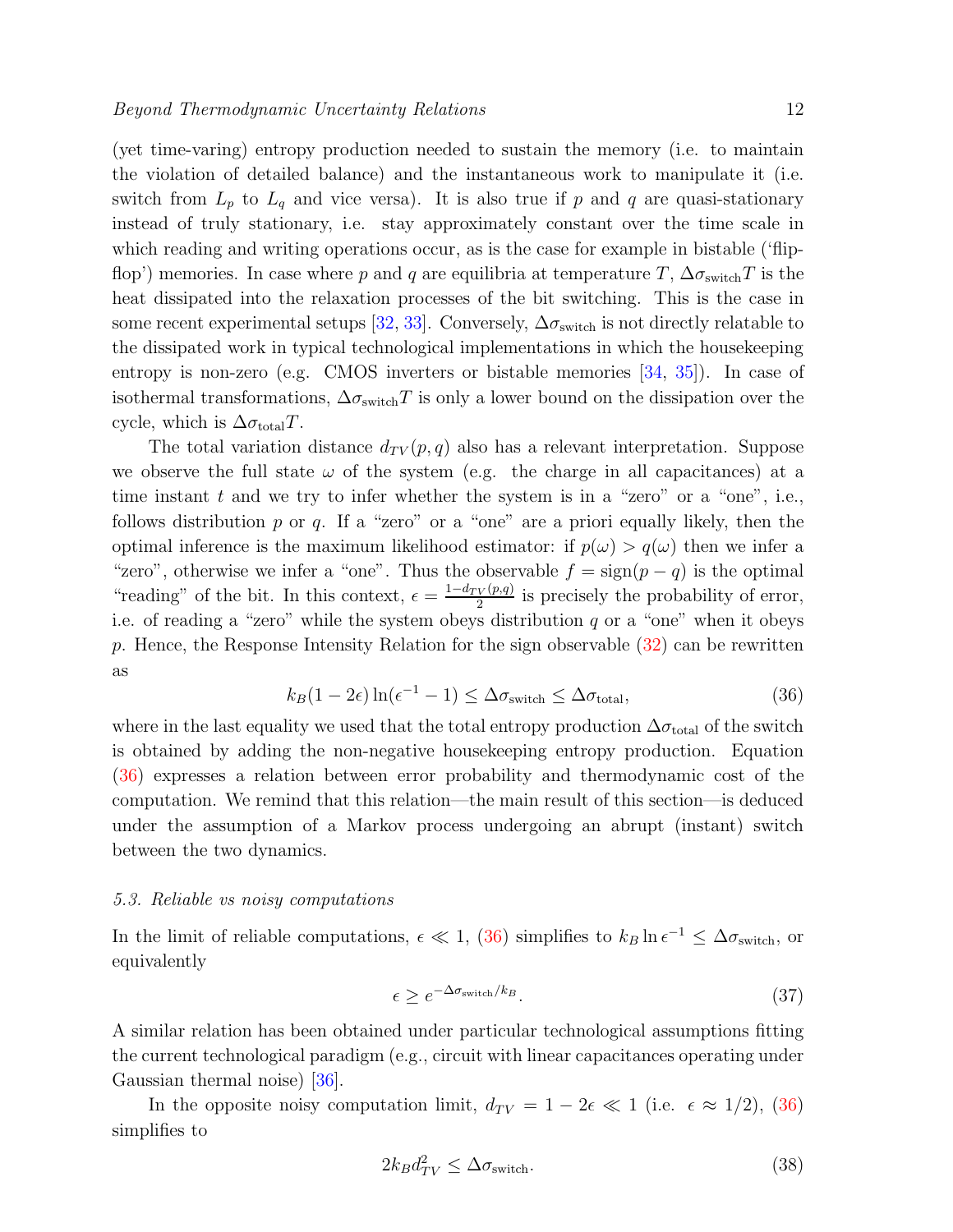(yet time-varing) entropy production needed to sustain the memory (i.e. to maintain the violation of detailed balance) and the instantaneous work to manipulate it (i.e. switch from $L_p$ to $L_q$ and vice versa). It is also true if $p$ and $q$ are quasi-stationary instead of truly stationary, i.e. stay approximately constant over the time scale in which reading and writing operations occur, as is the case for example in bistable ('flip-flop') memories. In case where $p$ and $q$ are equilibria at temperature $T$, $\Delta\sigma_{\text{switch}}T$ is the heat dissipated into the relaxation processes of the bit switching. This is the case in some recent experimental setups [32, 33]. Conversely, $\Delta\sigma_{\text{switch}}$ is not directly relatable to the dissipated work in typical technological implementations in which the housekeeping entropy is non-zero (e.g. CMOS inverters or bistable memories [34, 35]). In case of isothermal transformations, $\Delta\sigma_{\text{switch}}T$ is only a lower bound on the dissipation over the cycle, which is $\Delta\sigma_{\text{total}}T$.

The total variation distance $d_{TV}(p,q)$ also has a relevant interpretation. Suppose we observe the full state $\omega$ of the system (e.g. the charge in all capacitances) at a time instant $t$ and we try to infer whether the system is in a "zero" or a "one", i.e., follows distribution $p$ or $q$. If a "zero" or a "one" are a priori equally likely, then the optimal inference is the maximum likelihood estimator: if $p(\omega) > q(\omega)$ then we infer a "zero", otherwise we infer a "one". Thus the observable $f = \text{sign}(p-q)$ is the optimal "reading" of the bit. In this context, $\epsilon = \frac{1-d_{TV}(p,q)}{2}$ is precisely the probability of error, i.e. of reading a "zero" while the system obeys distribution $q$ or a "one" when it obeys $p$. Hence, the Response Intensity Relation for the sign observable (32) can be rewritten as

$$k_B(1-2\epsilon)\ln(\epsilon^{-1}-1) \leq \Delta\sigma_{\text{switch}} \leq \Delta\sigma_{\text{total}}, \tag{36}$$

where in the last equality we used that the total entropy production $\Delta\sigma_{\text{total}}$ of the switch is obtained by adding the non-negative housekeeping entropy production. Equation (36) expresses a relation between error probability and thermodynamic cost of the computation. We remind that this relation—the main result of this section—is deduced under the assumption of a Markov process undergoing an abrupt (instant) switch between the two dynamics.

### *5.3. Reliable vs noisy computations*

In the limit of reliable computations, $\epsilon \ll 1$, (36) simplifies to $k_B \ln \epsilon^{-1} \leq \Delta\sigma_{\text{switch}}$, or equivalently

$$\epsilon \geq e^{-\Delta\sigma_{\text{switch}}/k_B}. \tag{37}$$

A similar relation has been obtained under particular technological assumptions fitting the current technological paradigm (e.g., circuit with linear capacitances operating under Gaussian thermal noise) [36].

In the opposite noisy computation limit, $d_{TV} = 1-2\epsilon \ll 1$ (i.e. $\epsilon \approx 1/2$), (36) simplifies to

$$2k_B d_{TV}^2 \leq \Delta\sigma_{\text{switch}}. \tag{38}$$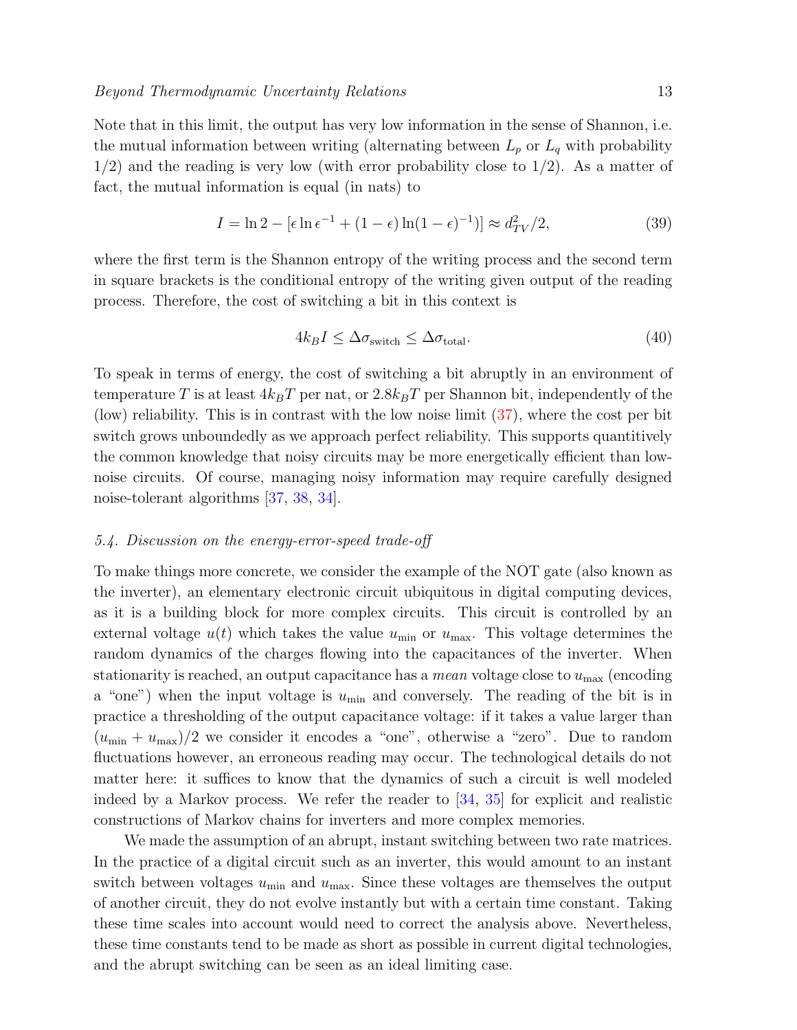Note that in this limit, the output has very low information in the sense of Shannon, i.e. the mutual information between writing (alternating between $L_p$ or $L_q$ with probability 1/2) and the reading is very low (with error probability close to 1/2). As a matter of fact, the mutual information is equal (in nats) to

$$I = \ln 2 - [\epsilon \ln \epsilon^{-1} + (1-\epsilon)\ln(1-\epsilon)^{-1})] \approx d_{TV}^2/2, \tag{39}$$

where the first term is the Shannon entropy of the writing process and the second term in square brackets is the conditional entropy of the writing given output of the reading process. Therefore, the cost of switching a bit in this context is

$$4k_B I \leq \Delta\sigma_{\text{switch}} \leq \Delta\sigma_{\text{total}}. \tag{40}$$

To speak in terms of energy, the cost of switching a bit abruptly in an environment of temperature $T$ is at least $4k_BT$ per nat, or $2.8k_BT$ per Shannon bit, independently of the (low) reliability. This is in contrast with the low noise limit (37), where the cost per bit switch grows unboundedly as we approach perfect reliability. This supports quantitively the common knowledge that noisy circuits may be more energetically efficient than low-noise circuits. Of course, managing noisy information may require carefully designed noise-tolerant algorithms [37, 38, 34].

### 5.4. Discussion on the energy-error-speed trade-off

To make things more concrete, we consider the example of the NOT gate (also known as the inverter), an elementary electronic circuit ubiquitous in digital computing devices, as it is a building block for more complex circuits. This circuit is controlled by an external voltage $u(t)$ which takes the value $u_{\min}$ or $u_{\max}$. This voltage determines the random dynamics of the charges flowing into the capacitances of the inverter. When stationarity is reached, an output capacitance has a *mean* voltage close to $u_{\max}$ (encoding a "one") when the input voltage is $u_{\min}$ and conversely. The reading of the bit is in practice a thresholding of the output capacitance voltage: if it takes a value larger than $(u_{\min} + u_{\max})/2$ we consider it encodes a "one", otherwise a "zero". Due to random fluctuations however, an erroneous reading may occur. The technological details do not matter here: it suffices to know that the dynamics of such a circuit is well modeled indeed by a Markov process. We refer the reader to [34, 35] for explicit and realistic constructions of Markov chains for inverters and more complex memories.

We made the assumption of an abrupt, instant switching between two rate matrices. In the practice of a digital circuit such as an inverter, this would amount to an instant switch between voltages $u_{\min}$ and $u_{\max}$. Since these voltages are themselves the output of another circuit, they do not evolve instantly but with a certain time constant. Taking these time scales into account would need to correct the analysis above. Nevertheless, these time constants tend to be made as short as possible in current digital technologies, and the abrupt switching can be seen as an ideal limiting case.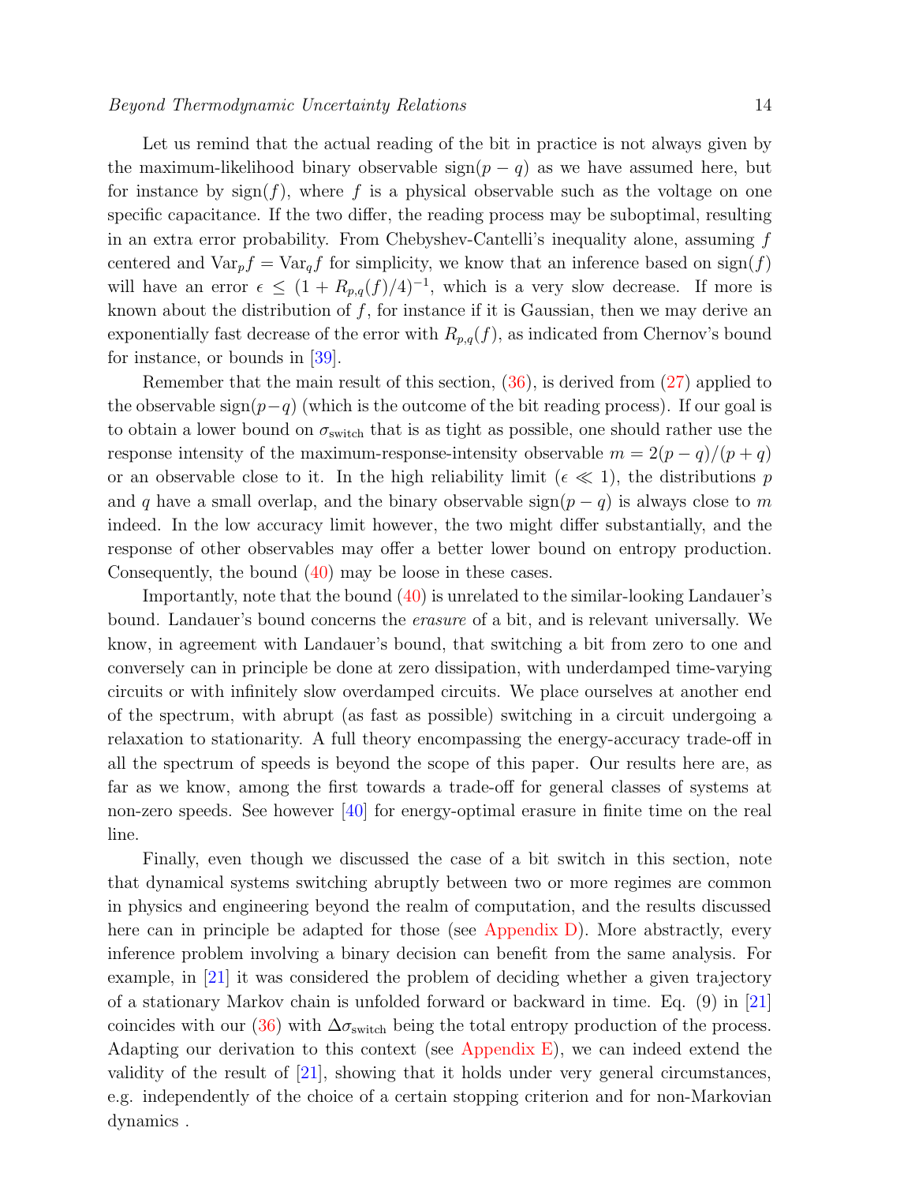Let us remind that the actual reading of the bit in practice is not always given by the maximum-likelihood binary observable $\mathrm{sign}(p-q)$ as we have assumed here, but for instance by $\mathrm{sign}(f)$, where $f$ is a physical observable such as the voltage on one specific capacitance. If the two differ, the reading process may be suboptimal, resulting in an extra error probability. From Chebyshev-Cantelli's inequality alone, assuming $f$ centered and $\mathrm{Var}_p f = \mathrm{Var}_q f$ for simplicity, we know that an inference based on $\mathrm{sign}(f)$ will have an error $\epsilon \leq (1 + R_{p,q}(f)/4)^{-1}$, which is a very slow decrease. If more is known about the distribution of $f$, for instance if it is Gaussian, then we may derive an exponentially fast decrease of the error with $R_{p,q}(f)$, as indicated from Chernov's bound for instance, or bounds in [39].

Remember that the main result of this section, (36), is derived from (27) applied to the observable $\mathrm{sign}(p-q)$ (which is the outcome of the bit reading process). If our goal is to obtain a lower bound on $\sigma_{\mathrm{switch}}$ that is as tight as possible, one should rather use the response intensity of the maximum-response-intensity observable $m = 2(p-q)/(p+q)$ or an observable close to it. In the high reliability limit ($\epsilon \ll 1$), the distributions $p$ and $q$ have a small overlap, and the binary observable $\mathrm{sign}(p-q)$ is always close to $m$ indeed. In the low accuracy limit however, the two might differ substantially, and the response of other observables may offer a better lower bound on entropy production. Consequently, the bound (40) may be loose in these cases.

Importantly, note that the bound (40) is unrelated to the similar-looking Landauer's bound. Landauer's bound concerns the *erasure* of a bit, and is relevant universally. We know, in agreement with Landauer's bound, that switching a bit from zero to one and conversely can in principle be done at zero dissipation, with underdamped time-varying circuits or with infinitely slow overdamped circuits. We place ourselves at another end of the spectrum, with abrupt (as fast as possible) switching in a circuit undergoing a relaxation to stationarity. A full theory encompassing the energy-accuracy trade-off in all the spectrum of speeds is beyond the scope of this paper. Our results here are, as far as we know, among the first towards a trade-off for general classes of systems at non-zero speeds. See however [40] for energy-optimal erasure in finite time on the real line.

Finally, even though we discussed the case of a bit switch in this section, note that dynamical systems switching abruptly between two or more regimes are common in physics and engineering beyond the realm of computation, and the results discussed here can in principle be adapted for those (see Appendix D). More abstractly, every inference problem involving a binary decision can benefit from the same analysis. For example, in [21] it was considered the problem of deciding whether a given trajectory of a stationary Markov chain is unfolded forward or backward in time. Eq. (9) in [21] coincides with our (36) with $\Delta\sigma_{\mathrm{switch}}$ being the total entropy production of the process. Adapting our derivation to this context (see Appendix E), we can indeed extend the validity of the result of [21], showing that it holds under very general circumstances, e.g. independently of the choice of a certain stopping criterion and for non-Markovian dynamics .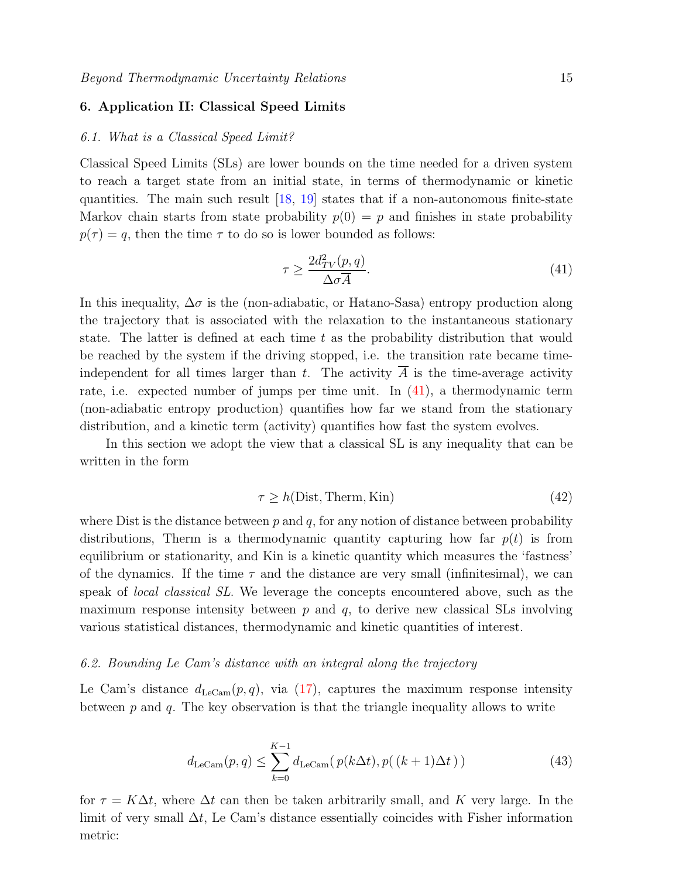## 6. Application II: Classical Speed Limits

### 6.1. What is a Classical Speed Limit?

Classical Speed Limits (SLs) are lower bounds on the time needed for a driven system to reach a target state from an initial state, in terms of thermodynamic or kinetic quantities. The main such result [18, 19] states that if a non-autonomous finite-state Markov chain starts from state probability $p(0) = p$ and finishes in state probability $p(\tau) = q$, then the time $\tau$ to do so is lower bounded as follows:

$$\tau \geq \frac{2d^2_{TV}(p,q)}{\Delta\sigma \overline{A}}. \tag{41}$$

In this inequality, $\Delta\sigma$ is the (non-adiabatic, or Hatano-Sasa) entropy production along the trajectory that is associated with the relaxation to the instantaneous stationary state. The latter is defined at each time $t$ as the probability distribution that would be reached by the system if the driving stopped, i.e. the transition rate became time-independent for all times larger than $t$. The activity $\overline{A}$ is the time-average activity rate, i.e. expected number of jumps per time unit. In (41), a thermodynamic term (non-adiabatic entropy production) quantifies how far we stand from the stationary distribution, and a kinetic term (activity) quantifies how fast the system evolves.

In this section we adopt the view that a classical SL is any inequality that can be written in the form

$$\tau \geq h(\text{Dist}, \text{Therm}, \text{Kin}) \tag{42}$$

where Dist is the distance between $p$ and $q$, for any notion of distance between probability distributions, Therm is a thermodynamic quantity capturing how far $p(t)$ is from equilibrium or stationarity, and Kin is a kinetic quantity which measures the 'fastness' of the dynamics. If the time $\tau$ and the distance are very small (infinitesimal), we can speak of *local classical SL*. We leverage the concepts encountered above, such as the maximum response intensity between $p$ and $q$, to derive new classical SLs involving various statistical distances, thermodynamic and kinetic quantities of interest.

### 6.2. Bounding Le Cam's distance with an integral along the trajectory

Le Cam's distance $d_{\text{LeCam}}(p,q)$, via (17), captures the maximum response intensity between $p$ and $q$. The key observation is that the triangle inequality allows to write

$$d_{\text{LeCam}}(p,q) \leq \sum_{k=0}^{K-1} d_{\text{LeCam}}(\, p(k\Delta t), p(\,(k+1)\Delta t\,)\,) \tag{43}$$

for $\tau = K\Delta t$, where $\Delta t$ can then be taken arbitrarily small, and $K$ very large. In the limit of very small $\Delta t$, Le Cam's distance essentially coincides with Fisher information metric: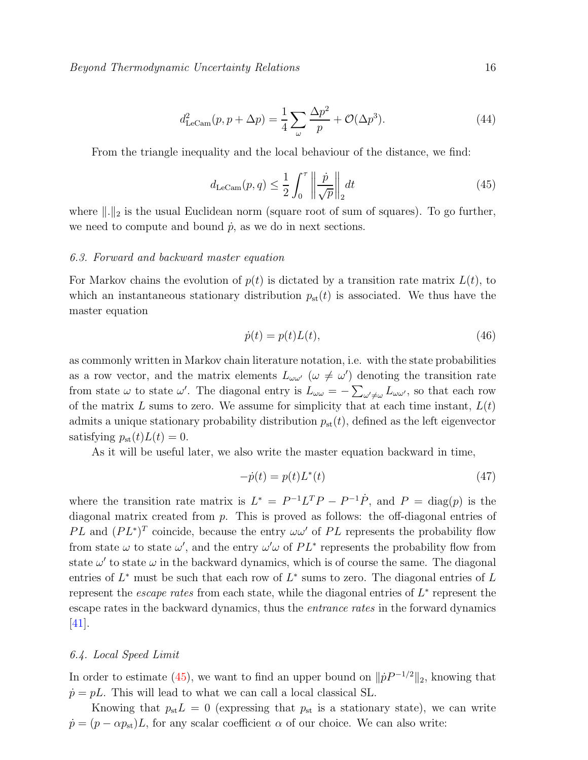$$d^2_{\text{LeCam}}(p, p + \Delta p) = \frac{1}{4} \sum_{\omega} \frac{\Delta p^2}{p} + \mathcal{O}(\Delta p^3). \tag{44}$$

From the triangle inequality and the local behaviour of the distance, we find:

$$d_{\text{LeCam}}(p, q) \leq \frac{1}{2} \int_0^\tau \left\| \frac{\dot{p}}{\sqrt{p}} \right\|_2 dt \tag{45}$$

where $\|.\|_2$ is the usual Euclidean norm (square root of sum of squares). To go further, we need to compute and bound $\dot{p}$, as we do in next sections.

### 6.3. Forward and backward master equation

For Markov chains the evolution of $p(t)$ is dictated by a transition rate matrix $L(t)$, to which an instantaneous stationary distribution $p_{\text{st}}(t)$ is associated. We thus have the master equation

$$\dot{p}(t) = p(t)L(t), \tag{46}$$

as commonly written in Markov chain literature notation, i.e. with the state probabilities as a row vector, and the matrix elements $L_{\omega\omega'}$ ($\omega \neq \omega'$) denoting the transition rate from state $\omega$ to state $\omega'$. The diagonal entry is $L_{\omega\omega} = -\sum_{\omega' \neq \omega} L_{\omega\omega'}$, so that each row of the matrix $L$ sums to zero. We assume for simplicity that at each time instant, $L(t)$ admits a unique stationary probability distribution $p_{\text{st}}(t)$, defined as the left eigenvector satisfying $p_{\text{st}}(t)L(t) = 0$.

As it will be useful later, we also write the master equation backward in time,

$$-\dot{p}(t) = p(t)L^*(t) \tag{47}$$

where the transition rate matrix is $L^* = P^{-1}L^T P - P^{-1}\dot{P}$, and $P = \text{diag}(p)$ is the diagonal matrix created from $p$. This is proved as follows: the off-diagonal entries of $PL$ and $(PL^*)^T$ coincide, because the entry $\omega\omega'$ of $PL$ represents the probability flow from state $\omega$ to state $\omega'$, and the entry $\omega'\omega$ of $PL^*$ represents the probability flow from state $\omega'$ to state $\omega$ in the backward dynamics, which is of course the same. The diagonal entries of $L^*$ must be such that each row of $L^*$ sums to zero. The diagonal entries of $L$ represent the *escape rates* from each state, while the diagonal entries of $L^*$ represent the escape rates in the backward dynamics, thus the *entrance rates* in the forward dynamics [41].

### 6.4. Local Speed Limit

In order to estimate (45), we want to find an upper bound on $\|\dot{p}P^{-1/2}\|_2$, knowing that $\dot{p} = pL$. This will lead to what we can call a local classical SL.

Knowing that $p_{\text{st}}L = 0$ (expressing that $p_{\text{st}}$ is a stationary state), we can write $\dot{p} = (p - \alpha p_{\text{st}})L$, for any scalar coefficient $\alpha$ of our choice. We can also write: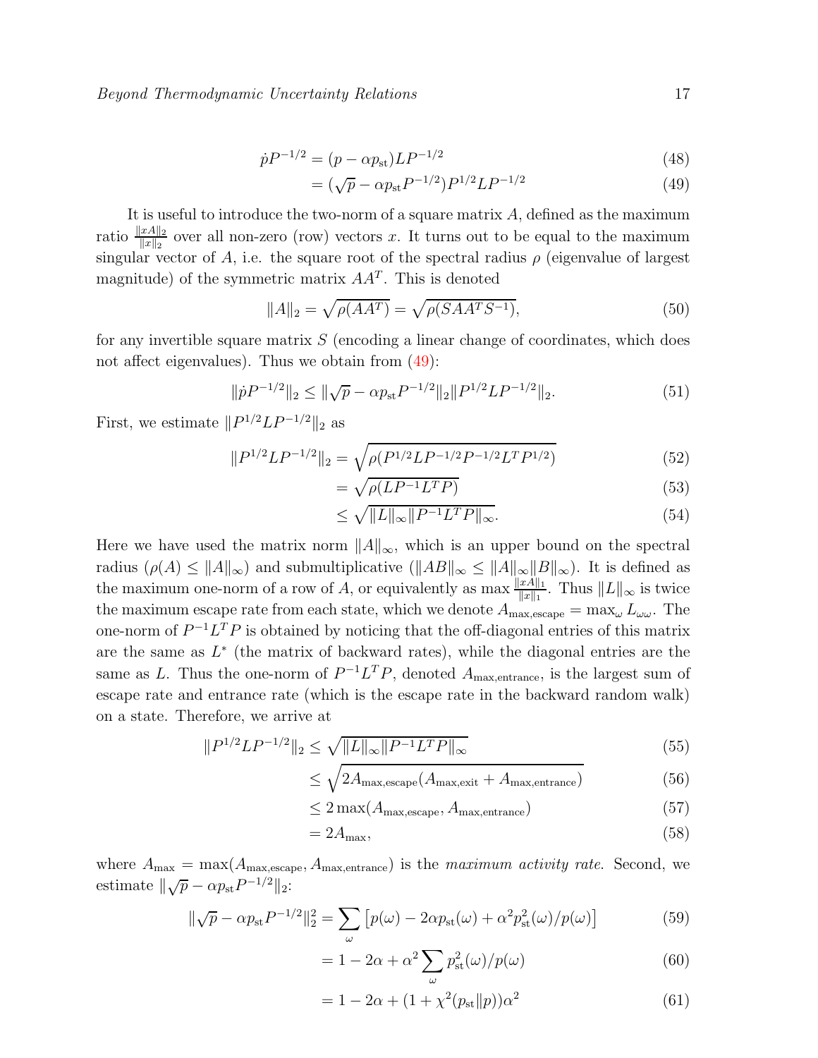$$\dot{p}P^{-1/2} = (p - \alpha p_{\mathrm{st}})LP^{-1/2} \tag{48}$$

$$= (\sqrt{p} - \alpha p_{\mathrm{st}}P^{-1/2})P^{1/2}LP^{-1/2} \tag{49}$$

It is useful to introduce the two-norm of a square matrix $A$, defined as the maximum ratio $\frac{\|xA\|_2}{\|x\|_2}$ over all non-zero (row) vectors $x$. It turns out to be equal to the maximum singular vector of $A$, i.e. the square root of the spectral radius $\rho$ (eigenvalue of largest magnitude) of the symmetric matrix $AA^T$. This is denoted

$$\|A\|_2 = \sqrt{\rho(AA^T)} = \sqrt{\rho(SAA^TS^{-1})}, \tag{50}$$

for any invertible square matrix $S$ (encoding a linear change of coordinates, which does not affect eigenvalues). Thus we obtain from (49):

$$\|\dot{p}P^{-1/2}\|_2 \leq \|\sqrt{p} - \alpha p_{\mathrm{st}}P^{-1/2}\|_2 \|P^{1/2}LP^{-1/2}\|_2. \tag{51}$$

First, we estimate $\|P^{1/2}LP^{-1/2}\|_2$ as

$$\|P^{1/2}LP^{-1/2}\|_2 = \sqrt{\rho(P^{1/2}LP^{-1/2}P^{-1/2}L^TP^{1/2})} \tag{52}$$

$$= \sqrt{\rho(LP^{-1}L^TP)} \tag{53}$$

$$\leq \sqrt{\|L\|_\infty \|P^{-1}L^TP\|_\infty}. \tag{54}$$

Here we have used the matrix norm $\|A\|_\infty$, which is an upper bound on the spectral radius ($\rho(A) \leq \|A\|_\infty$) and submultiplicative ($\|AB\|_\infty \leq \|A\|_\infty \|B\|_\infty$). It is defined as the maximum one-norm of a row of $A$, or equivalently as $\max \frac{\|xA\|_1}{\|x\|_1}$. Thus $\|L\|_\infty$ is twice the maximum escape rate from each state, which we denote $A_{\mathrm{max,escape}} = \max_\omega L_{\omega\omega}$. The one-norm of $P^{-1}L^TP$ is obtained by noticing that the off-diagonal entries of this matrix are the same as $L^*$ (the matrix of backward rates), while the diagonal entries are the same as $L$. Thus the one-norm of $P^{-1}L^TP$, denoted $A_{\mathrm{max,entrance}}$, is the largest sum of escape rate and entrance rate (which is the escape rate in the backward random walk) on a state. Therefore, we arrive at

$$\|P^{1/2}LP^{-1/2}\|_2 \leq \sqrt{\|L\|_\infty \|P^{-1}L^TP\|_\infty} \tag{55}$$

$$\leq \sqrt{2A_{\mathrm{max,escape}}(A_{\mathrm{max,exit}} + A_{\mathrm{max,entrance}})} \tag{56}$$

$$\leq 2\max(A_{\mathrm{max,escape}}, A_{\mathrm{max,entrance}}) \tag{57}$$

$$= 2A_{\mathrm{max}}, \tag{58}$$

where $A_{\mathrm{max}} = \max(A_{\mathrm{max,escape}}, A_{\mathrm{max,entrance}})$ is the *maximum activity rate*. Second, we estimate $\|\sqrt{p} - \alpha p_{\mathrm{st}}P^{-1/2}\|_2$:

$$\|\sqrt{p} - \alpha p_{\mathrm{st}}P^{-1/2}\|_2^2 = \sum_\omega \left[p(\omega) - 2\alpha p_{\mathrm{st}}(\omega) + \alpha^2 p_{\mathrm{st}}^2(\omega)/p(\omega)\right] \tag{59}$$

$$= 1 - 2\alpha + \alpha^2 \sum_\omega p_{\mathrm{st}}^2(\omega)/p(\omega) \tag{60}$$

$$= 1 - 2\alpha + (1 + \chi^2(p_{\mathrm{st}}\|p))\alpha^2 \tag{61}$$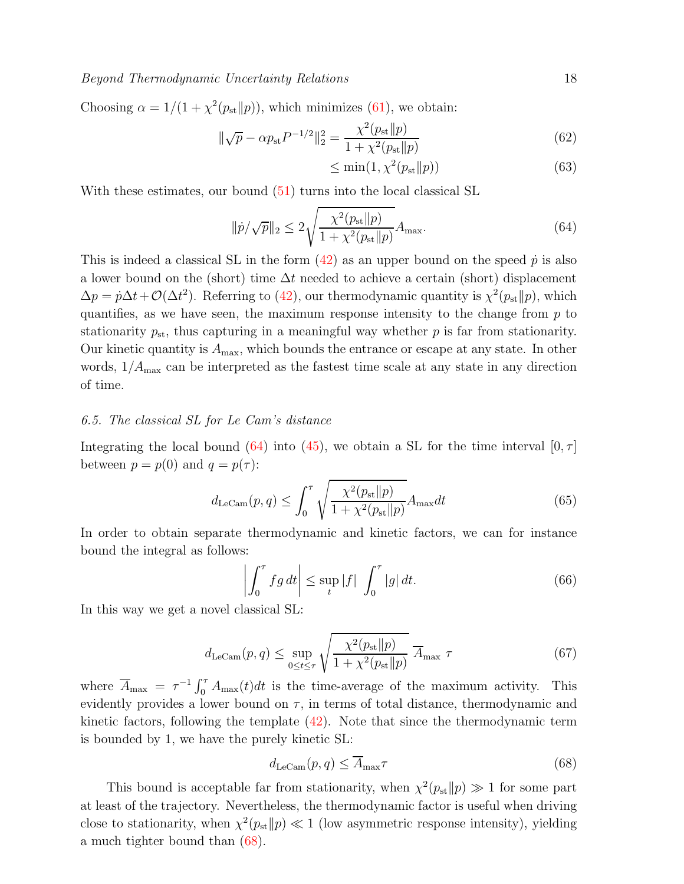Choosing $\alpha = 1/(1+\chi^2(p_{\rm st}\|p))$, which minimizes (61), we obtain:

$$\|\sqrt{p} - \alpha p_{\rm st} P^{-1/2}\|_2^2 = \frac{\chi^2(p_{\rm st}\|p)}{1+\chi^2(p_{\rm st}\|p)} \tag{62}$$

$$\leq \min(1, \chi^2(p_{\rm st}\|p)) \tag{63}$$

With these estimates, our bound (51) turns into the local classical SL

$$\|\dot{p}/\sqrt{p}\|_2 \leq 2\sqrt{\frac{\chi^2(p_{\rm st}\|p)}{1+\chi^2(p_{\rm st}\|p)}} A_{\rm max}. \tag{64}$$

This is indeed a classical SL in the form (42) as an upper bound on the speed $\dot{p}$ is also a lower bound on the (short) time $\Delta t$ needed to achieve a certain (short) displacement $\Delta p = \dot{p}\Delta t + \mathcal{O}(\Delta t^2)$. Referring to (42), our thermodynamic quantity is $\chi^2(p_{\rm st}\|p)$, which quantifies, as we have seen, the maximum response intensity to the change from $p$ to stationarity $p_{\rm st}$, thus capturing in a meaningful way whether $p$ is far from stationarity. Our kinetic quantity is $A_{\rm max}$, which bounds the entrance or escape at any state. In other words, $1/A_{\rm max}$ can be interpreted as the fastest time scale at any state in any direction of time.

### 6.5. The classical SL for Le Cam's distance

Integrating the local bound (64) into (45), we obtain a SL for the time interval $[0,\tau]$ between $p = p(0)$ and $q = p(\tau)$:

$$d_{\rm LeCam}(p,q) \leq \int_0^\tau \sqrt{\frac{\chi^2(p_{\rm st}\|p)}{1+\chi^2(p_{\rm st}\|p)}} A_{\rm max} dt \tag{65}$$

In order to obtain separate thermodynamic and kinetic factors, we can for instance bound the integral as follows:

$$\left|\int_0^\tau f g \, dt\right| \leq \sup_t |f| \int_0^\tau |g| \, dt. \tag{66}$$

In this way we get a novel classical SL:

$$d_{\rm LeCam}(p,q) \leq \sup_{0\leq t\leq\tau} \sqrt{\frac{\chi^2(p_{\rm st}\|p)}{1+\chi^2(p_{\rm st}\|p)}} \; \overline{A}_{\rm max} \; \tau \tag{67}$$

where $\overline{A}_{\rm max} = \tau^{-1}\int_0^\tau A_{\rm max}(t)dt$ is the time-average of the maximum activity. This evidently provides a lower bound on $\tau$, in terms of total distance, thermodynamic and kinetic factors, following the template (42). Note that since the thermodynamic term is bounded by 1, we have the purely kinetic SL:

$$d_{\rm LeCam}(p,q) \leq \overline{A}_{\rm max}\tau \tag{68}$$

This bound is acceptable far from stationarity, when $\chi^2(p_{\rm st}\|p) \gg 1$ for some part at least of the trajectory. Nevertheless, the thermodynamic factor is useful when driving close to stationarity, when $\chi^2(p_{\rm st}\|p) \ll 1$ (low asymmetric response intensity), yielding a much tighter bound than (68).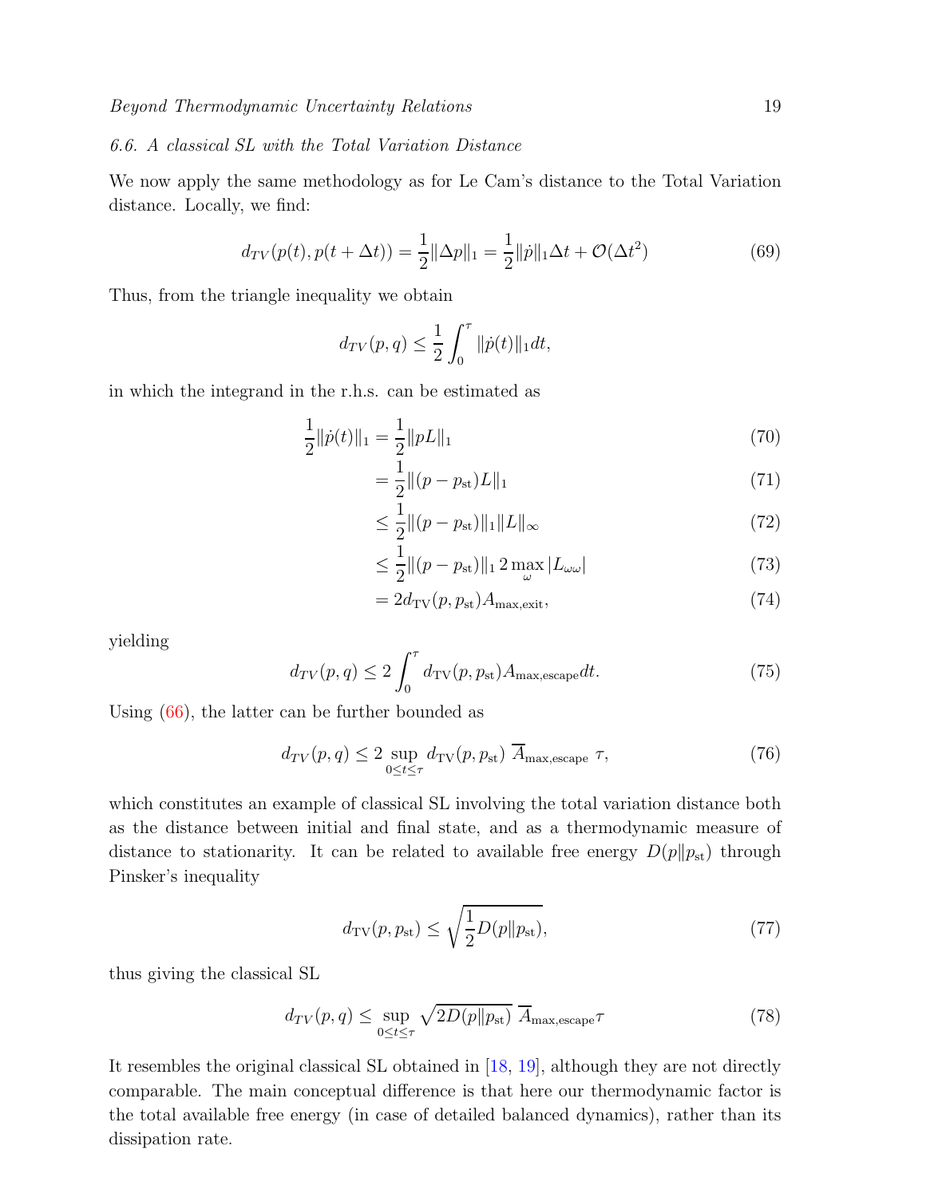### 6.6. A classical SL with the Total Variation Distance

We now apply the same methodology as for Le Cam's distance to the Total Variation distance. Locally, we find:

$$
d_{TV}(p(t), p(t+\Delta t)) = \frac{1}{2}\|\Delta p\|_1 = \frac{1}{2}\|\dot{p}\|_1 \Delta t + \mathcal{O}(\Delta t^2) \tag{69}
$$

Thus, from the triangle inequality we obtain

$$
d_{TV}(p, q) \leq \frac{1}{2}\int_0^\tau \|\dot{p}(t)\|_1 dt,
$$

in which the integrand in the r.h.s. can be estimated as

$$
\begin{aligned}
\frac{1}{2}\|\dot{p}(t)\|_1 &= \frac{1}{2}\|pL\|_1 && (70)\\
&= \frac{1}{2}\|(p - p_{\mathrm{st}})L\|_1 && (71)\\
&\leq \frac{1}{2}\|(p - p_{\mathrm{st}})\|_1 \|L\|_\infty && (72)\\
&\leq \frac{1}{2}\|(p - p_{\mathrm{st}})\|_1 \, 2\max_\omega |L_{\omega\omega}| && (73)\\
&= 2 d_{\mathrm{TV}}(p, p_{\mathrm{st}}) A_{\mathrm{max,exit}}, && (74)
\end{aligned}
$$

yielding

$$
d_{TV}(p, q) \leq 2\int_0^\tau d_{\mathrm{TV}}(p, p_{\mathrm{st}}) A_{\mathrm{max,escape}} dt. \tag{75}
$$

Using (66), the latter can be further bounded as

$$
d_{TV}(p, q) \leq 2 \sup_{0\leq t\leq \tau} d_{\mathrm{TV}}(p, p_{\mathrm{st}}) \; \overline{A}_{\mathrm{max,escape}} \; \tau, \tag{76}
$$

which constitutes an example of classical SL involving the total variation distance both as the distance between initial and final state, and as a thermodynamic measure of distance to stationarity. It can be related to available free energy $D(p\|p_{\mathrm{st}})$ through Pinsker's inequality

$$
d_{\mathrm{TV}}(p, p_{\mathrm{st}}) \leq \sqrt{\frac{1}{2}D(p\|p_{\mathrm{st}})}, \tag{77}
$$

thus giving the classical SL

$$
d_{TV}(p, q) \leq \sup_{0\leq t\leq \tau} \sqrt{2D(p\|p_{\mathrm{st}})} \; \overline{A}_{\mathrm{max,escape}} \tau \tag{78}
$$

It resembles the original classical SL obtained in [18, 19], although they are not directly comparable. The main conceptual difference is that here our thermodynamic factor is the total available free energy (in case of detailed balanced dynamics), rather than its dissipation rate.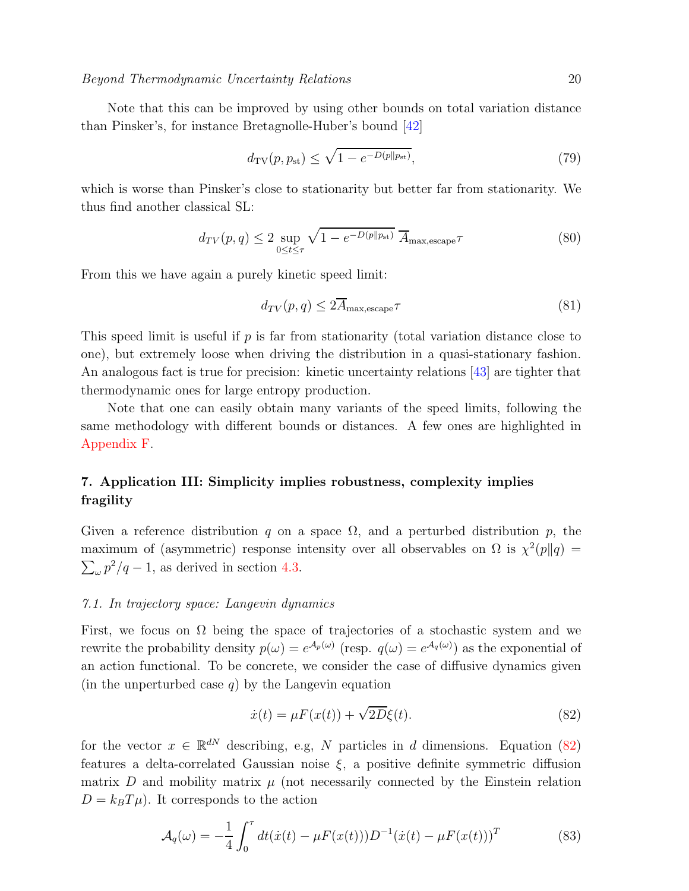Note that this can be improved by using other bounds on total variation distance than Pinsker's, for instance Bretagnolle-Huber's bound [42]

$$d_{\rm TV}(p, p_{\rm st}) \leq \sqrt{1 - e^{-D(p\|p_{\rm st})}}, \tag{79}$$

which is worse than Pinsker's close to stationarity but better far from stationarity. We thus find another classical SL:

$$d_{TV}(p, q) \leq 2 \sup_{0\leq t\leq \tau} \sqrt{1 - e^{-D(p\|p_{\rm st})}}\ \overline{A}_{\rm max,escape}\tau \tag{80}$$

From this we have again a purely kinetic speed limit:

$$d_{TV}(p, q) \leq 2\overline{A}_{\rm max,escape}\tau \tag{81}$$

This speed limit is useful if $p$ is far from stationarity (total variation distance close to one), but extremely loose when driving the distribution in a quasi-stationary fashion. An analogous fact is true for precision: kinetic uncertainty relations [43] are tighter that thermodynamic ones for large entropy production.

Note that one can easily obtain many variants of the speed limits, following the same methodology with different bounds or distances. A few ones are highlighted in Appendix F.

## 7. Application III: Simplicity implies robustness, complexity implies fragility

Given a reference distribution $q$ on a space $\Omega$, and a perturbed distribution $p$, the maximum of (asymmetric) response intensity over all observables on $\Omega$ is $\chi^2(p\|q) = \sum_\omega p^2/q - 1$, as derived in section 4.3.

### *7.1. In trajectory space: Langevin dynamics*

First, we focus on $\Omega$ being the space of trajectories of a stochastic system and we rewrite the probability density $p(\omega) = e^{\mathcal{A}_p(\omega)}$ (resp. $q(\omega) = e^{\mathcal{A}_q(\omega)}$) as the exponential of an action functional. To be concrete, we consider the case of diffusive dynamics given (in the unperturbed case $q$) by the Langevin equation

$$\dot{x}(t) = \mu F(x(t)) + \sqrt{2D}\xi(t). \tag{82}$$

for the vector $x \in \mathbb{R}^{dN}$ describing, e.g, $N$ particles in $d$ dimensions. Equation (82) features a delta-correlated Gaussian noise $\xi$, a positive definite symmetric diffusion matrix $D$ and mobility matrix $\mu$ (not necessarily connected by the Einstein relation $D = k_B T\mu$). It corresponds to the action

$$\mathcal{A}_q(\omega) = -\frac{1}{4}\int_0^\tau dt(\dot{x}(t) - \mu F(x(t)))D^{-1}(\dot{x}(t) - \mu F(x(t)))^T \tag{83}$$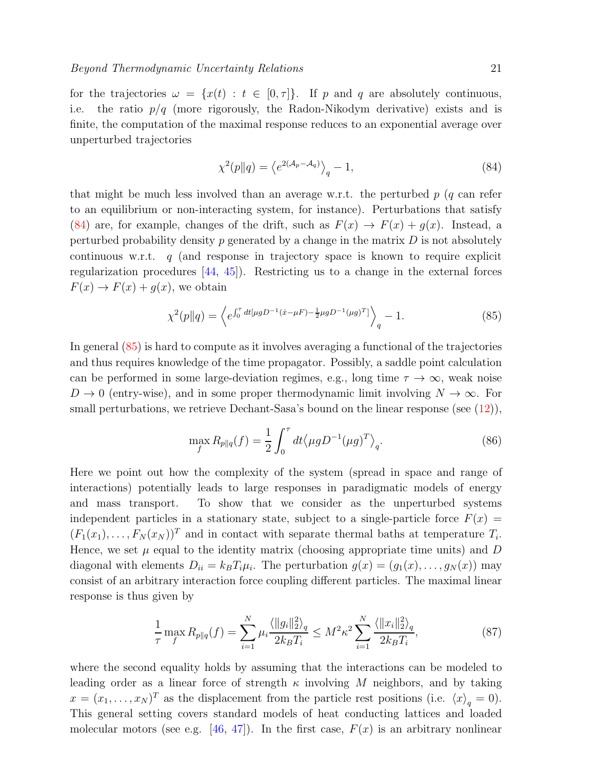for the trajectories $\omega = \{x(t) : t \in [0,\tau]\}$. If $p$ and $q$ are absolutely continuous, i.e. the ratio $p/q$ (more rigorously, the Radon-Nikodym derivative) exists and is finite, the computation of the maximal response reduces to an exponential average over unperturbed trajectories

$$\chi^2(p\|q) = \left\langle e^{2(\mathcal{A}_p - \mathcal{A}_q)} \right\rangle_q - 1, \tag{84}$$

that might be much less involved than an average w.r.t. the perturbed $p$ ($q$ can refer to an equilibrium or non-interacting system, for instance). Perturbations that satisfy (84) are, for example, changes of the drift, such as $F(x) \to F(x) + g(x)$. Instead, a perturbed probability density $p$ generated by a change in the matrix $D$ is not absolutely continuous w.r.t. $q$ (and response in trajectory space is known to require explicit regularization procedures [44, 45]). Restricting us to a change in the external forces $F(x) \to F(x) + g(x)$, we obtain

$$\chi^2(p\|q) = \left\langle e^{\int_0^\tau dt [\mu g D^{-1}(\dot{x} - \mu F) - \frac{1}{2}\mu g D^{-1}(\mu g)^T]} \right\rangle_q - 1. \tag{85}$$

In general (85) is hard to compute as it involves averaging a functional of the trajectories and thus requires knowledge of the time propagator. Possibly, a saddle point calculation can be performed in some large-deviation regimes, e.g., long time $\tau \to \infty$, weak noise $D \to 0$ (entry-wise), and in some proper thermodynamic limit involving $N \to \infty$. For small perturbations, we retrieve Dechant-Sasa's bound on the linear response (see (12)),

$$\max_f R_{p\|q}(f) = \frac{1}{2} \int_0^\tau dt \left\langle \mu g D^{-1} (\mu g)^T \right\rangle_q. \tag{86}$$

Here we point out how the complexity of the system (spread in space and range of interactions) potentially leads to large responses in paradigmatic models of energy and mass transport. To show that we consider as the unperturbed systems independent particles in a stationary state, subject to a single-particle force $F(x) = (F_1(x_1), \ldots, F_N(x_N))^T$ and in contact with separate thermal baths at temperature $T_i$. Hence, we set $\mu$ equal to the identity matrix (choosing appropriate time units) and $D$ diagonal with elements $D_{ii} = k_B T_i \mu_i$. The perturbation $g(x) = (g_1(x), \ldots, g_N(x))$ may consist of an arbitrary interaction force coupling different particles. The maximal linear response is thus given by

$$\frac{1}{\tau} \max_f R_{p\|q}(f) = \sum_{i=1}^N \mu_i \frac{\langle \|g_i\|_2^2 \rangle_q}{2 k_B T_i} \leq M^2 \kappa^2 \sum_{i=1}^N \frac{\langle \|x_i\|_2^2 \rangle_q}{2 k_B T_i}, \tag{87}$$

where the second equality holds by assuming that the interactions can be modeled to leading order as a linear force of strength $\kappa$ involving $M$ neighbors, and by taking $x = (x_1, \ldots, x_N)^T$ as the displacement from the particle rest positions (i.e. $\langle x \rangle_q = 0$). This general setting covers standard models of heat conducting lattices and loaded molecular motors (see e.g. [46, 47]). In the first case, $F(x)$ is an arbitrary nonlinear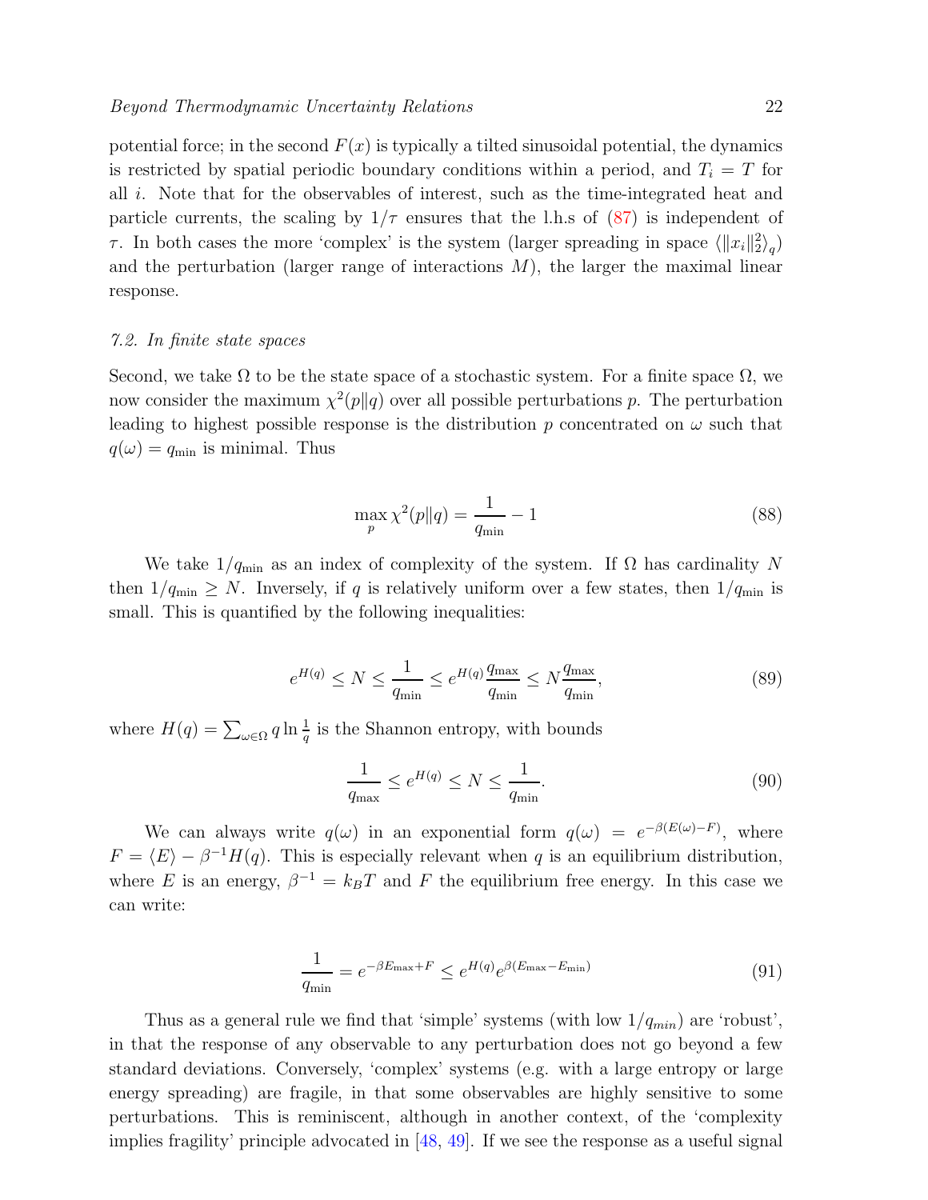potential force; in the second $F(x)$ is typically a tilted sinusoidal potential, the dynamics is restricted by spatial periodic boundary conditions within a period, and $T_i = T$ for all $i$. Note that for the observables of interest, such as the time-integrated heat and particle currents, the scaling by $1/\tau$ ensures that the l.h.s of (87) is independent of $\tau$. In both cases the more 'complex' is the system (larger spreading in space $\langle \|x_i\|_2^2 \rangle_q$) and the perturbation (larger range of interactions $M$), the larger the maximal linear response.

### *7.2. In finite state spaces*

Second, we take $\Omega$ to be the state space of a stochastic system. For a finite space $\Omega$, we now consider the maximum $\chi^2(p\|q)$ over all possible perturbations $p$. The perturbation leading to highest possible response is the distribution $p$ concentrated on $\omega$ such that $q(\omega) = q_{\min}$ is minimal. Thus

$$\max_p \chi^2(p\|q) = \frac{1}{q_{\min}} - 1 \tag{88}$$

We take $1/q_{\min}$ as an index of complexity of the system. If $\Omega$ has cardinality $N$ then $1/q_{\min} \geq N$. Inversely, if $q$ is relatively uniform over a few states, then $1/q_{\min}$ is small. This is quantified by the following inequalities:

$$e^{H(q)} \leq N \leq \frac{1}{q_{\min}} \leq e^{H(q)} \frac{q_{\max}}{q_{\min}} \leq N \frac{q_{\max}}{q_{\min}}, \tag{89}$$

where $H(q) = \sum_{\omega \in \Omega} q \ln \frac{1}{q}$ is the Shannon entropy, with bounds

$$\frac{1}{q_{\max}} \leq e^{H(q)} \leq N \leq \frac{1}{q_{\min}}. \tag{90}$$

We can always write $q(\omega)$ in an exponential form $q(\omega) = e^{-\beta(E(\omega)-F)}$, where $F = \langle E \rangle - \beta^{-1} H(q)$. This is especially relevant when $q$ is an equilibrium distribution, where $E$ is an energy, $\beta^{-1} = k_B T$ and $F$ the equilibrium free energy. In this case we can write:

$$\frac{1}{q_{\min}} = e^{-\beta E_{\max} + F} \leq e^{H(q)} e^{\beta(E_{\max} - E_{\min})} \tag{91}$$

Thus as a general rule we find that 'simple' systems (with low $1/q_{min}$) are 'robust', in that the response of any observable to any perturbation does not go beyond a few standard deviations. Conversely, 'complex' systems (e.g. with a large entropy or large energy spreading) are fragile, in that some observables are highly sensitive to some perturbations. This is reminiscent, although in another context, of the 'complexity implies fragility' principle advocated in [48, 49]. If we see the response as a useful signal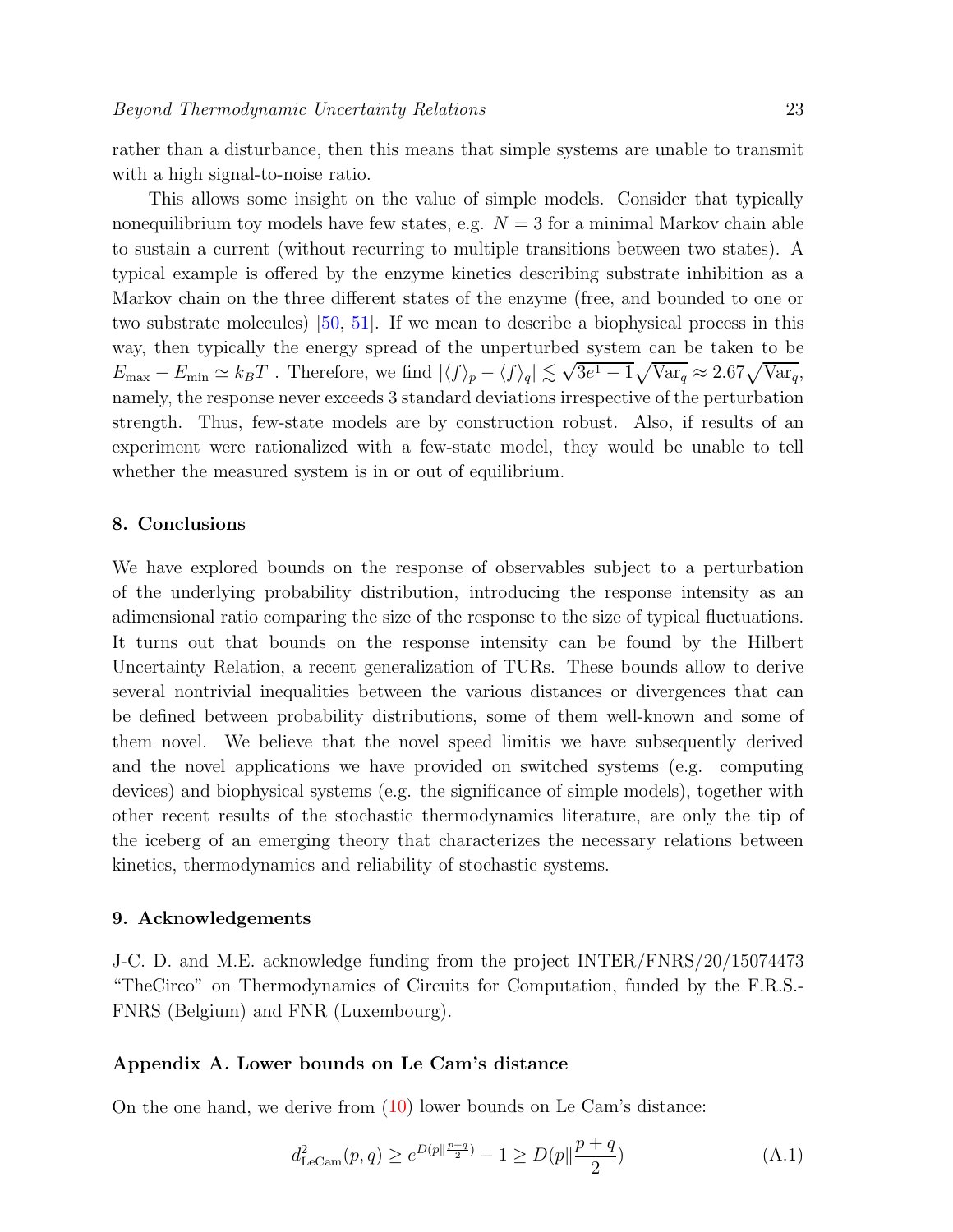rather than a disturbance, then this means that simple systems are unable to transmit with a high signal-to-noise ratio.

This allows some insight on the value of simple models. Consider that typically nonequilibrium toy models have few states, e.g. $N = 3$ for a minimal Markov chain able to sustain a current (without recurring to multiple transitions between two states). A typical example is offered by the enzyme kinetics describing substrate inhibition as a Markov chain on the three different states of the enzyme (free, and bounded to one or two substrate molecules) [50, 51]. If we mean to describe a biophysical process in this way, then typically the energy spread of the unperturbed system can be taken to be $E_{\max} - E_{\min} \simeq k_B T$ . Therefore, we find $|\langle f \rangle_p - \langle f \rangle_q| \lesssim \sqrt{3e^1 - 1}\sqrt{\mathrm{Var}_q} \approx 2.67\sqrt{\mathrm{Var}_q}$, namely, the response never exceeds 3 standard deviations irrespective of the perturbation strength. Thus, few-state models are by construction robust. Also, if results of an experiment were rationalized with a few-state model, they would be unable to tell whether the measured system is in or out of equilibrium.

## 8. Conclusions

We have explored bounds on the response of observables subject to a perturbation of the underlying probability distribution, introducing the response intensity as an adimensional ratio comparing the size of the response to the size of typical fluctuations. It turns out that bounds on the response intensity can be found by the Hilbert Uncertainty Relation, a recent generalization of TURs. These bounds allow to derive several nontrivial inequalities between the various distances or divergences that can be defined between probability distributions, some of them well-known and some of them novel. We believe that the novel speed limitis we have subsequently derived and the novel applications we have provided on switched systems (e.g. computing devices) and biophysical systems (e.g. the significance of simple models), together with other recent results of the stochastic thermodynamics literature, are only the tip of the iceberg of an emerging theory that characterizes the necessary relations between kinetics, thermodynamics and reliability of stochastic systems.

## 9. Acknowledgements

J-C. D. and M.E. acknowledge funding from the project INTER/FNRS/20/15074473 "TheCirco" on Thermodynamics of Circuits for Computation, funded by the F.R.S.-FNRS (Belgium) and FNR (Luxembourg).

## Appendix A. Lower bounds on Le Cam's distance

On the one hand, we derive from (10) lower bounds on Le Cam's distance:

$$d^2_{\mathrm{LeCam}}(p, q) \geq e^{D(p\|\frac{p+q}{2})} - 1 \geq D(p\|\frac{p+q}{2}) \tag{A.1}$$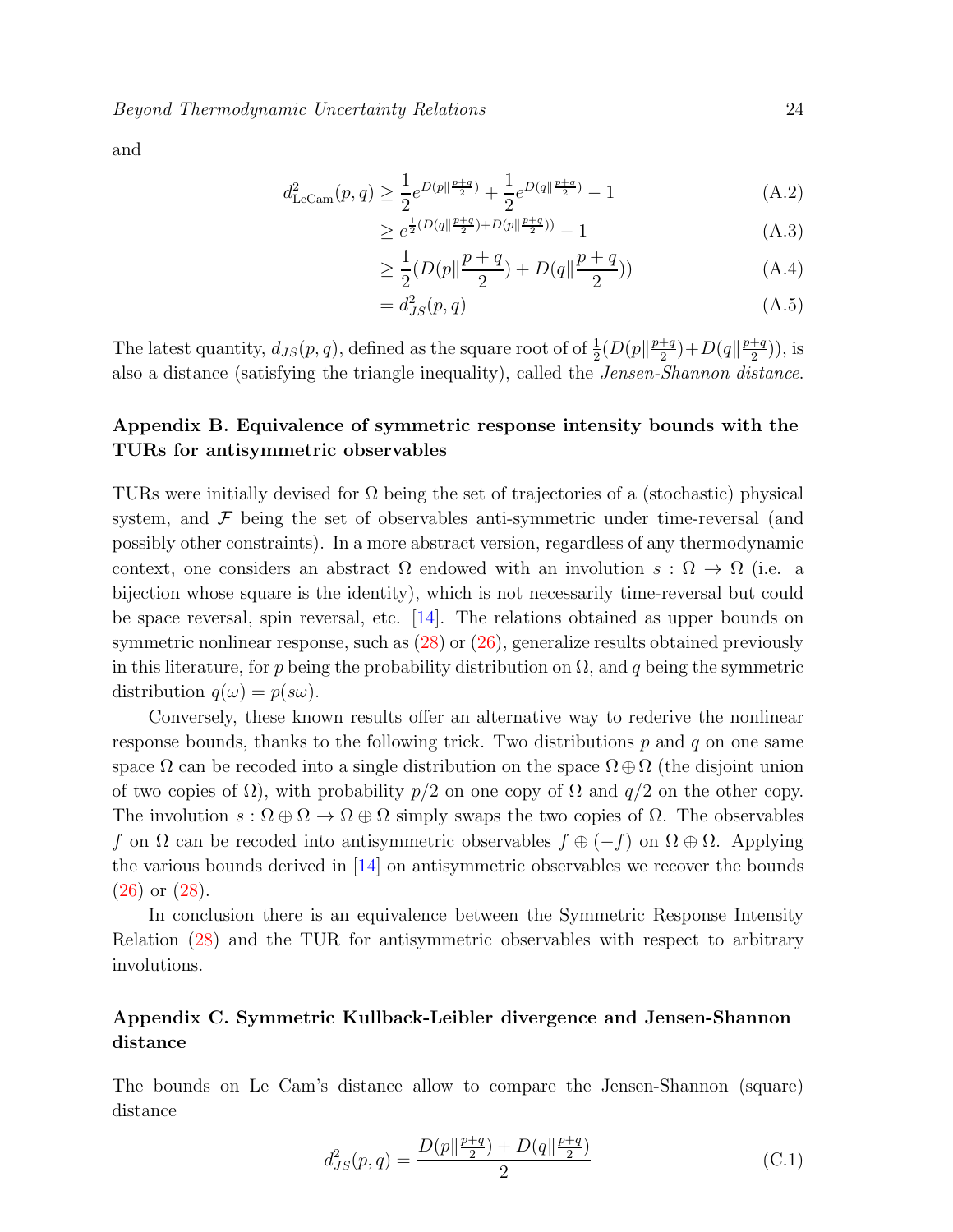and

$$d^2_{\text{LeCam}}(p,q) \geq \frac{1}{2}e^{D(p\|\frac{p+q}{2})} + \frac{1}{2}e^{D(q\|\frac{p+q}{2})} - 1 \tag{A.2}$$

$$\geq e^{\frac{1}{2}(D(q\|\frac{p+q}{2})+D(p\|\frac{p+q}{2}))} - 1 \tag{A.3}$$

$$\geq \frac{1}{2}(D(p\|\frac{p+q}{2}) + D(q\|\frac{p+q}{2})) \tag{A.4}$$

$$= d^2_{JS}(p,q) \tag{A.5}$$

The latest quantity, $d_{JS}(p,q)$, defined as the square root of of $\frac{1}{2}(D(p\|\frac{p+q}{2})+D(q\|\frac{p+q}{2}))$, is also a distance (satisfying the triangle inequality), called the *Jensen-Shannon distance*.

## Appendix B. Equivalence of symmetric response intensity bounds with the TURs for antisymmetric observables

TURs were initially devised for $\Omega$ being the set of trajectories of a (stochastic) physical system, and $\mathcal{F}$ being the set of observables anti-symmetric under time-reversal (and possibly other constraints). In a more abstract version, regardless of any thermodynamic context, one considers an abstract $\Omega$ endowed with an involution $s : \Omega \to \Omega$ (i.e. a bijection whose square is the identity), which is not necessarily time-reversal but could be space reversal, spin reversal, etc. [14]. The relations obtained as upper bounds on symmetric nonlinear response, such as (28) or (26), generalize results obtained previously in this literature, for $p$ being the probability distribution on $\Omega$, and $q$ being the symmetric distribution $q(\omega) = p(s\omega)$.

Conversely, these known results offer an alternative way to rederive the nonlinear response bounds, thanks to the following trick. Two distributions $p$ and $q$ on one same space $\Omega$ can be recoded into a single distribution on the space $\Omega \oplus \Omega$ (the disjoint union of two copies of $\Omega$), with probability $p/2$ on one copy of $\Omega$ and $q/2$ on the other copy. The involution $s : \Omega \oplus \Omega \to \Omega \oplus \Omega$ simply swaps the two copies of $\Omega$. The observables $f$ on $\Omega$ can be recoded into antisymmetric observables $f \oplus (-f)$ on $\Omega \oplus \Omega$. Applying the various bounds derived in [14] on antisymmetric observables we recover the bounds (26) or (28).

In conclusion there is an equivalence between the Symmetric Response Intensity Relation (28) and the TUR for antisymmetric observables with respect to arbitrary involutions.

## Appendix C. Symmetric Kullback-Leibler divergence and Jensen-Shannon distance

The bounds on Le Cam's distance allow to compare the Jensen-Shannon (square) distance

$$d^2_{JS}(p,q) = \frac{D(p\|\frac{p+q}{2}) + D(q\|\frac{p+q}{2})}{2} \tag{C.1}$$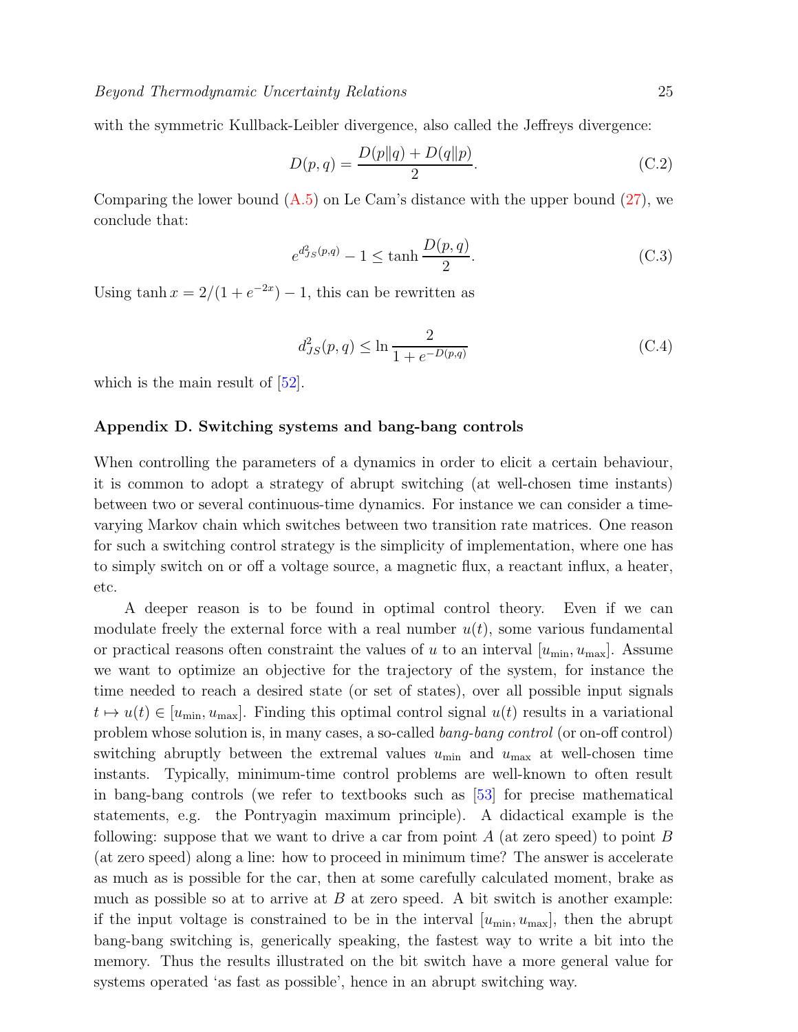with the symmetric Kullback-Leibler divergence, also called the Jeffreys divergence:

$$D(p,q) = \frac{D(p\|q) + D(q\|p)}{2}. \tag{C.2}$$

Comparing the lower bound (A.5) on Le Cam's distance with the upper bound (27), we conclude that:

$$e^{d_{JS}^2(p,q)} - 1 \le \tanh \frac{D(p,q)}{2}. \tag{C.3}$$

Using $\tanh x = 2/(1+e^{-2x}) - 1$, this can be rewritten as

$$d_{JS}^2(p,q) \le \ln \frac{2}{1+e^{-D(p,q)}} \tag{C.4}$$

which is the main result of [52].

## Appendix D. Switching systems and bang-bang controls

When controlling the parameters of a dynamics in order to elicit a certain behaviour, it is common to adopt a strategy of abrupt switching (at well-chosen time instants) between two or several continuous-time dynamics. For instance we can consider a time-varying Markov chain which switches between two transition rate matrices. One reason for such a switching control strategy is the simplicity of implementation, where one has to simply switch on or off a voltage source, a magnetic flux, a reactant influx, a heater, etc.

A deeper reason is to be found in optimal control theory. Even if we can modulate freely the external force with a real number $u(t)$, some various fundamental or practical reasons often constraint the values of $u$ to an interval $[u_{\min}, u_{\max}]$. Assume we want to optimize an objective for the trajectory of the system, for instance the time needed to reach a desired state (or set of states), over all possible input signals $t \mapsto u(t) \in [u_{\min}, u_{\max}]$. Finding this optimal control signal $u(t)$ results in a variational problem whose solution is, in many cases, a so-called *bang-bang control* (or on-off control) switching abruptly between the extremal values $u_{\min}$ and $u_{\max}$ at well-chosen time instants. Typically, minimum-time control problems are well-known to often result in bang-bang controls (we refer to textbooks such as [53] for precise mathematical statements, e.g. the Pontryagin maximum principle). A didactical example is the following: suppose that we want to drive a car from point $A$ (at zero speed) to point $B$ (at zero speed) along a line: how to proceed in minimum time? The answer is accelerate as much as is possible for the car, then at some carefully calculated moment, brake as much as possible so at to arrive at $B$ at zero speed. A bit switch is another example: if the input voltage is constrained to be in the interval $[u_{\min}, u_{\max}]$, then the abrupt bang-bang switching is, generically speaking, the fastest way to write a bit into the memory. Thus the results illustrated on the bit switch have a more general value for systems operated 'as fast as possible', hence in an abrupt switching way.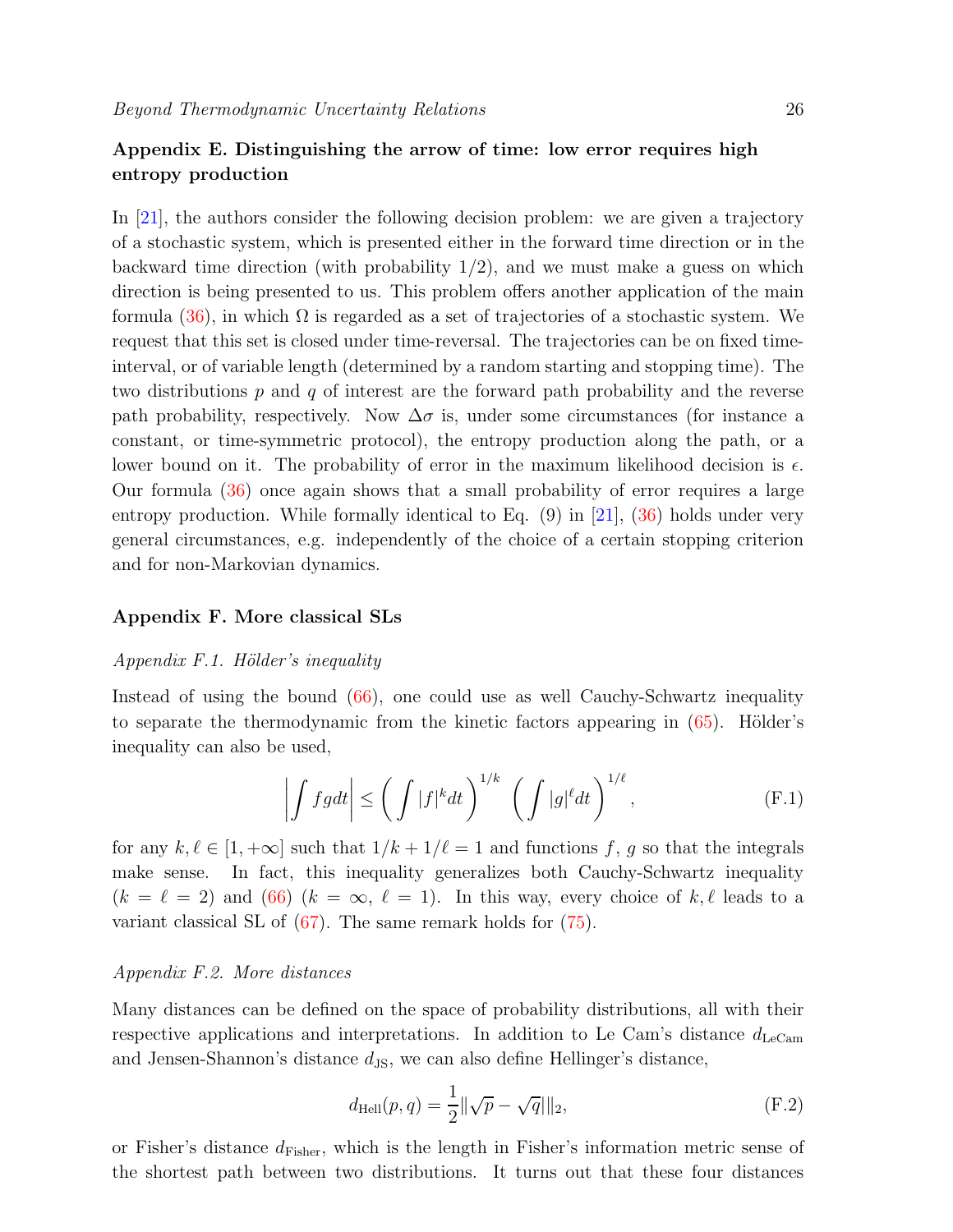## Appendix E. Distinguishing the arrow of time: low error requires high entropy production

In [21], the authors consider the following decision problem: we are given a trajectory of a stochastic system, which is presented either in the forward time direction or in the backward time direction (with probability 1/2), and we must make a guess on which direction is being presented to us. This problem offers another application of the main formula (36), in which $\Omega$ is regarded as a set of trajectories of a stochastic system. We request that this set is closed under time-reversal. The trajectories can be on fixed time-interval, or of variable length (determined by a random starting and stopping time). The two distributions $p$ and $q$ of interest are the forward path probability and the reverse path probability, respectively. Now $\Delta\sigma$ is, under some circumstances (for instance a constant, or time-symmetric protocol), the entropy production along the path, or a lower bound on it. The probability of error in the maximum likelihood decision is $\epsilon$. Our formula (36) once again shows that a small probability of error requires a large entropy production. While formally identical to Eq. (9) in [21], (36) holds under very general circumstances, e.g. independently of the choice of a certain stopping criterion and for non-Markovian dynamics.

## Appendix F. More classical SLs

### *Appendix F.1. Hölder's inequality*

Instead of using the bound (66), one could use as well Cauchy-Schwartz inequality to separate the thermodynamic from the kinetic factors appearing in (65). Hölder's inequality can also be used,

$$\left|\int fg dt\right| \leq \left(\int |f|^k dt\right)^{1/k} \left(\int |g|^\ell dt\right)^{1/\ell}, \tag{F.1}$$

for any $k, \ell \in [1, +\infty]$ such that $1/k + 1/\ell = 1$ and functions $f$, $g$ so that the integrals make sense. In fact, this inequality generalizes both Cauchy-Schwartz inequality ($k = \ell = 2$) and (66) ($k = \infty$, $\ell = 1$). In this way, every choice of $k, \ell$ leads to a variant classical SL of (67). The same remark holds for (75).

### *Appendix F.2. More distances*

Many distances can be defined on the space of probability distributions, all with their respective applications and interpretations. In addition to Le Cam's distance $d_{\text{LeCam}}$ and Jensen-Shannon's distance $d_{\text{JS}}$, we can also define Hellinger's distance,

$$d_{\text{Hell}}(p, q) = \frac{1}{2}\|\sqrt{p} - \sqrt{q}\|_2, \tag{F.2}$$

or Fisher's distance $d_{\text{Fisher}}$, which is the length in Fisher's information metric sense of the shortest path between two distributions. It turns out that these four distances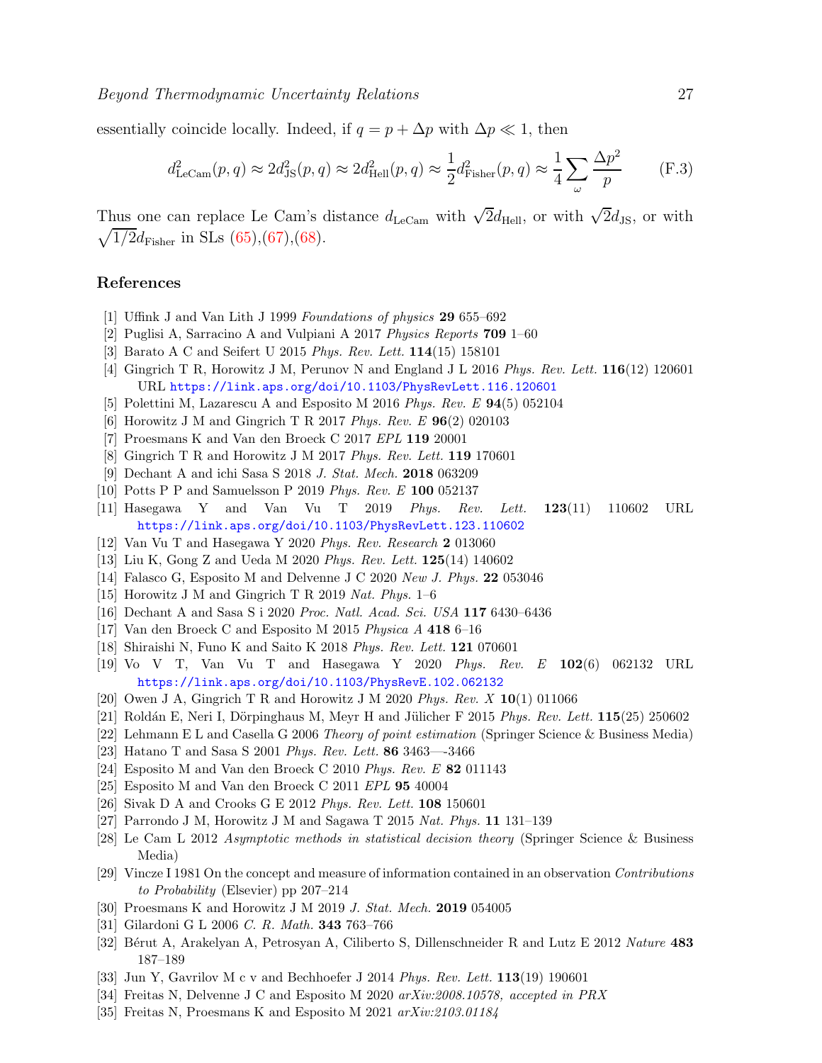essentially coincide locally. Indeed, if $q = p + \Delta p$ with $\Delta p \ll 1$, then

$$d^2_{\mathrm{LeCam}}(p,q) \approx 2d^2_{\mathrm{JS}}(p,q) \approx 2d^2_{\mathrm{Hell}}(p,q) \approx \frac{1}{2}d^2_{\mathrm{Fisher}}(p,q) \approx \frac{1}{4}\sum_{\omega}\frac{\Delta p^2}{p} \tag{F.3}$$

Thus one can replace Le Cam's distance $d_{\mathrm{LeCam}}$ with $\sqrt{2}d_{\mathrm{Hell}}$, or with $\sqrt{2}d_{\mathrm{JS}}$, or with $\sqrt{1/2}d_{\mathrm{Fisher}}$ in SLs (65),(67),(68).

## References

- [1] Uffink J and Van Lith J 1999 *Foundations of physics* **29** 655–692
- [2] Puglisi A, Sarracino A and Vulpiani A 2017 *Physics Reports* **709** 1–60
- [3] Barato A C and Seifert U 2015 *Phys. Rev. Lett.* **114**(15) 158101
- [4] Gingrich T R, Horowitz J M, Perunov N and England J L 2016 *Phys. Rev. Lett.* **116**(12) 120601 URL https://link.aps.org/doi/10.1103/PhysRevLett.116.120601
- [5] Polettini M, Lazarescu A and Esposito M 2016 *Phys. Rev. E* **94**(5) 052104
- [6] Horowitz J M and Gingrich T R 2017 *Phys. Rev. E* **96**(2) 020103
- [7] Proesmans K and Van den Broeck C 2017 *EPL* **119** 20001
- [8] Gingrich T R and Horowitz J M 2017 *Phys. Rev. Lett.* **119** 170601
- [9] Dechant A and ichi Sasa S 2018 *J. Stat. Mech.* **2018** 063209
- [10] Potts P P and Samuelsson P 2019 *Phys. Rev. E* **100** 052137
- [11] Hasegawa Y and Van Vu T 2019 *Phys. Rev. Lett.* **123**(11) 110602 URL https://link.aps.org/doi/10.1103/PhysRevLett.123.110602
- [12] Van Vu T and Hasegawa Y 2020 *Phys. Rev. Research* **2** 013060
- [13] Liu K, Gong Z and Ueda M 2020 *Phys. Rev. Lett.* **125**(14) 140602
- [14] Falasco G, Esposito M and Delvenne J C 2020 *New J. Phys.* **22** 053046
- [15] Horowitz J M and Gingrich T R 2019 *Nat. Phys.* 1–6
- [16] Dechant A and Sasa S i 2020 *Proc. Natl. Acad. Sci. USA* **117** 6430–6436
- [17] Van den Broeck C and Esposito M 2015 *Physica A* **418** 6–16
- [18] Shiraishi N, Funo K and Saito K 2018 *Phys. Rev. Lett.* **121** 070601
- [19] Vo V T, Van Vu T and Hasegawa Y 2020 *Phys. Rev. E* **102**(6) 062132 URL https://link.aps.org/doi/10.1103/PhysRevE.102.062132
- [20] Owen J A, Gingrich T R and Horowitz J M 2020 *Phys. Rev. X* **10**(1) 011066
- [21] Roldán E, Neri I, Dörpinghaus M, Meyr H and Jülicher F 2015 *Phys. Rev. Lett.* **115**(25) 250602
- [22] Lehmann E L and Casella G 2006 *Theory of point estimation* (Springer Science & Business Media)
- [23] Hatano T and Sasa S 2001 *Phys. Rev. Lett.* **86** 3463—-3466
- [24] Esposito M and Van den Broeck C 2010 *Phys. Rev. E* **82** 011143
- [25] Esposito M and Van den Broeck C 2011 *EPL* **95** 40004
- [26] Sivak D A and Crooks G E 2012 *Phys. Rev. Lett.* **108** 150601
- [27] Parrondo J M, Horowitz J M and Sagawa T 2015 *Nat. Phys.* **11** 131–139
- [28] Le Cam L 2012 *Asymptotic methods in statistical decision theory* (Springer Science & Business Media)
- [29] Vincze I 1981 On the concept and measure of information contained in an observation *Contributions to Probability* (Elsevier) pp 207–214
- [30] Proesmans K and Horowitz J M 2019 *J. Stat. Mech.* **2019** 054005
- [31] Gilardoni G L 2006 *C. R. Math.* **343** 763–766
- [32] Bérut A, Arakelyan A, Petrosyan A, Ciliberto S, Dillenschneider R and Lutz E 2012 *Nature* **483** 187–189
- [33] Jun Y, Gavrilov M c v and Bechhoefer J 2014 *Phys. Rev. Lett.* **113**(19) 190601
- [34] Freitas N, Delvenne J C and Esposito M 2020 *arXiv:2008.10578, accepted in PRX*
- [35] Freitas N, Proesmans K and Esposito M 2021 *arXiv:2103.01184*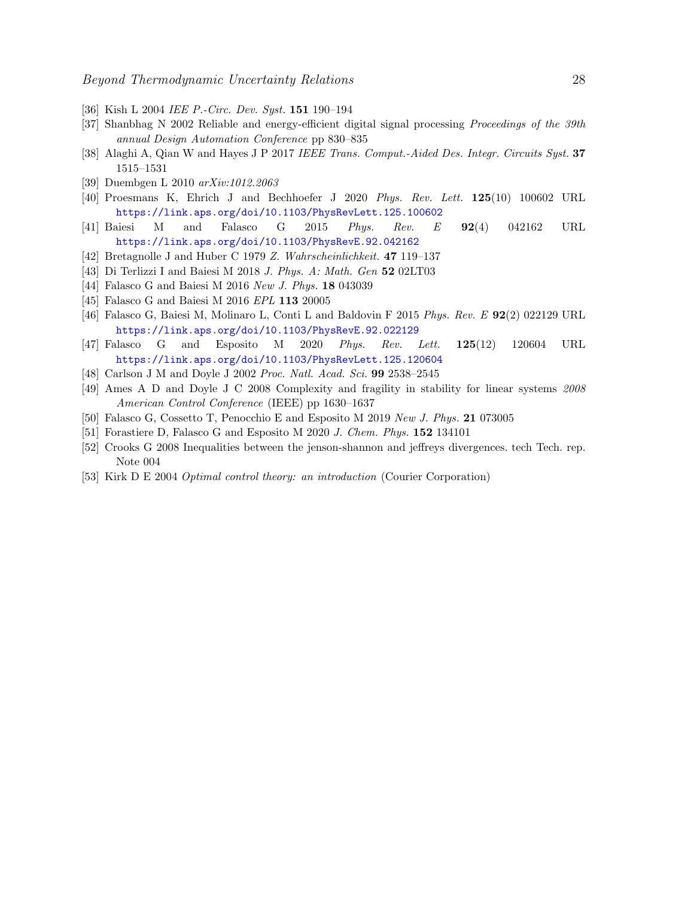[36] Kish L 2004 *IEE P.-Circ. Dev. Syst.* **151** 190–194

[37] Shanbhag N 2002 Reliable and energy-efficient digital signal processing *Proceedings of the 39th annual Design Automation Conference* pp 830–835

[38] Alaghi A, Qian W and Hayes J P 2017 *IEEE Trans. Comput.-Aided Des. Integr. Circuits Syst.* **37** 1515–1531

[39] Duembgen L 2010 *arXiv:1012.2063*

[40] Proesmans K, Ehrich J and Bechhoefer J 2020 *Phys. Rev. Lett.* **125**(10) 100602 URL https://link.aps.org/doi/10.1103/PhysRevLett.125.100602

[41] Baiesi M and Falasco G 2015 *Phys. Rev. E* **92**(4) 042162 URL https://link.aps.org/doi/10.1103/PhysRevE.92.042162

[42] Bretagnolle J and Huber C 1979 *Z. Wahrscheinlichkeit.* **47** 119–137

[43] Di Terlizzi I and Baiesi M 2018 *J. Phys. A: Math. Gen* **52** 02LT03

[44] Falasco G and Baiesi M 2016 *New J. Phys.* **18** 043039

[45] Falasco G and Baiesi M 2016 *EPL* **113** 20005

[46] Falasco G, Baiesi M, Molinaro L, Conti L and Baldovin F 2015 *Phys. Rev. E* **92**(2) 022129 URL https://link.aps.org/doi/10.1103/PhysRevE.92.022129

[47] Falasco G and Esposito M 2020 *Phys. Rev. Lett.* **125**(12) 120604 URL https://link.aps.org/doi/10.1103/PhysRevLett.125.120604

[48] Carlson J M and Doyle J 2002 *Proc. Natl. Acad. Sci.* **99** 2538–2545

[49] Ames A D and Doyle J C 2008 Complexity and fragility in stability for linear systems *2008 American Control Conference* (IEEE) pp 1630–1637

[50] Falasco G, Cossetto T, Penocchio E and Esposito M 2019 *New J. Phys.* **21** 073005

[51] Forastiere D, Falasco G and Esposito M 2020 *J. Chem. Phys.* **152** 134101

[52] Crooks G 2008 Inequalities between the jenson-shannon and jeffreys divergences. tech Tech. rep. Note 004

[53] Kirk D E 2004 *Optimal control theory: an introduction* (Courier Corporation)